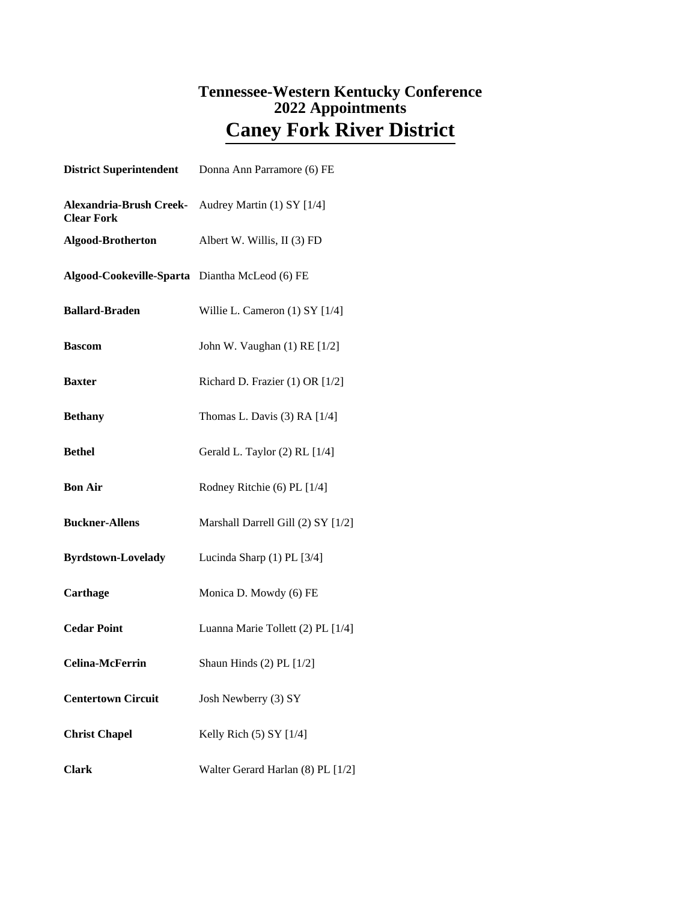# Tennessee-Western Kentucky Conference
## 2022 Appointments
# Caney Fork River District

| | |
|---|---|
| **District Superintendent** | Donna Ann Parramore (6) FE |
| **Alexandria-Brush Creek-Clear Fork** | Audrey Martin (1) SY [1/4] |
| **Algood-Brotherton** | Albert W. Willis, II (3) FD |
| **Algood-Cookeville-Sparta** | Diantha McLeod (6) FE |
| **Ballard-Braden** | Willie L. Cameron (1) SY [1/4] |
| **Bascom** | John W. Vaughan (1) RE [1/2] |
| **Baxter** | Richard D. Frazier (1) OR [1/2] |
| **Bethany** | Thomas L. Davis (3) RA [1/4] |
| **Bethel** | Gerald L. Taylor (2) RL [1/4] |
| **Bon Air** | Rodney Ritchie (6) PL [1/4] |
| **Buckner-Allens** | Marshall Darrell Gill (2) SY [1/2] |
| **Byrdstown-Lovelady** | Lucinda Sharp (1) PL [3/4] |
| **Carthage** | Monica D. Mowdy (6) FE |
| **Cedar Point** | Luanna Marie Tollett (2) PL [1/4] |
| **Celina-McFerrin** | Shaun Hinds (2) PL [1/2] |
| **Centertown Circuit** | Josh Newberry (3) SY |
| **Christ Chapel** | Kelly Rich (5) SY [1/4] |
| **Clark** | Walter Gerard Harlan (8) PL [1/2] |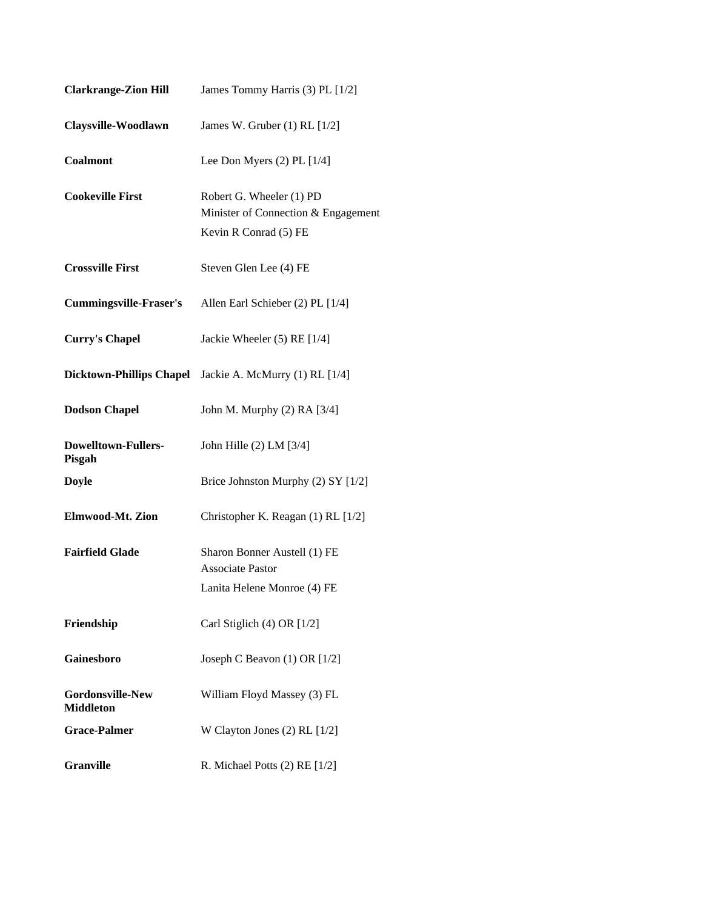| | |
|---|---|
| **Clarkrange-Zion Hill** | James Tommy Harris (3) PL [1/2] |
| **Claysville-Woodlawn** | James W. Gruber (1) RL [1/2] |
| **Coalmont** | Lee Don Myers (2) PL [1/4] |
| **Cookeville First** | Robert G. Wheeler (1) PD<br>Minister of Connection & Engagement<br>Kevin R Conrad (5) FE |
| **Crossville First** | Steven Glen Lee (4) FE |
| **Cummingsville-Fraser's** | Allen Earl Schieber (2) PL [1/4] |
| **Curry's Chapel** | Jackie Wheeler (5) RE [1/4] |
| **Dicktown-Phillips Chapel** | Jackie A. McMurry (1) RL [1/4] |
| **Dodson Chapel** | John M. Murphy (2) RA [3/4] |
| **Dowelltown-Fullers-Pisgah** | John Hille (2) LM [3/4] |
| **Doyle** | Brice Johnston Murphy (2) SY [1/2] |
| **Elmwood-Mt. Zion** | Christopher K. Reagan (1) RL [1/2] |
| **Fairfield Glade** | Sharon Bonner Austell (1) FE<br>Associate Pastor<br>Lanita Helene Monroe (4) FE |
| **Friendship** | Carl Stiglich (4) OR [1/2] |
| **Gainesboro** | Joseph C Beavon (1) OR [1/2] |
| **Gordonsville-New Middleton** | William Floyd Massey (3) FL |
| **Grace-Palmer** | W Clayton Jones (2) RL [1/2] |
| **Granville** | R. Michael Potts (2) RE [1/2] |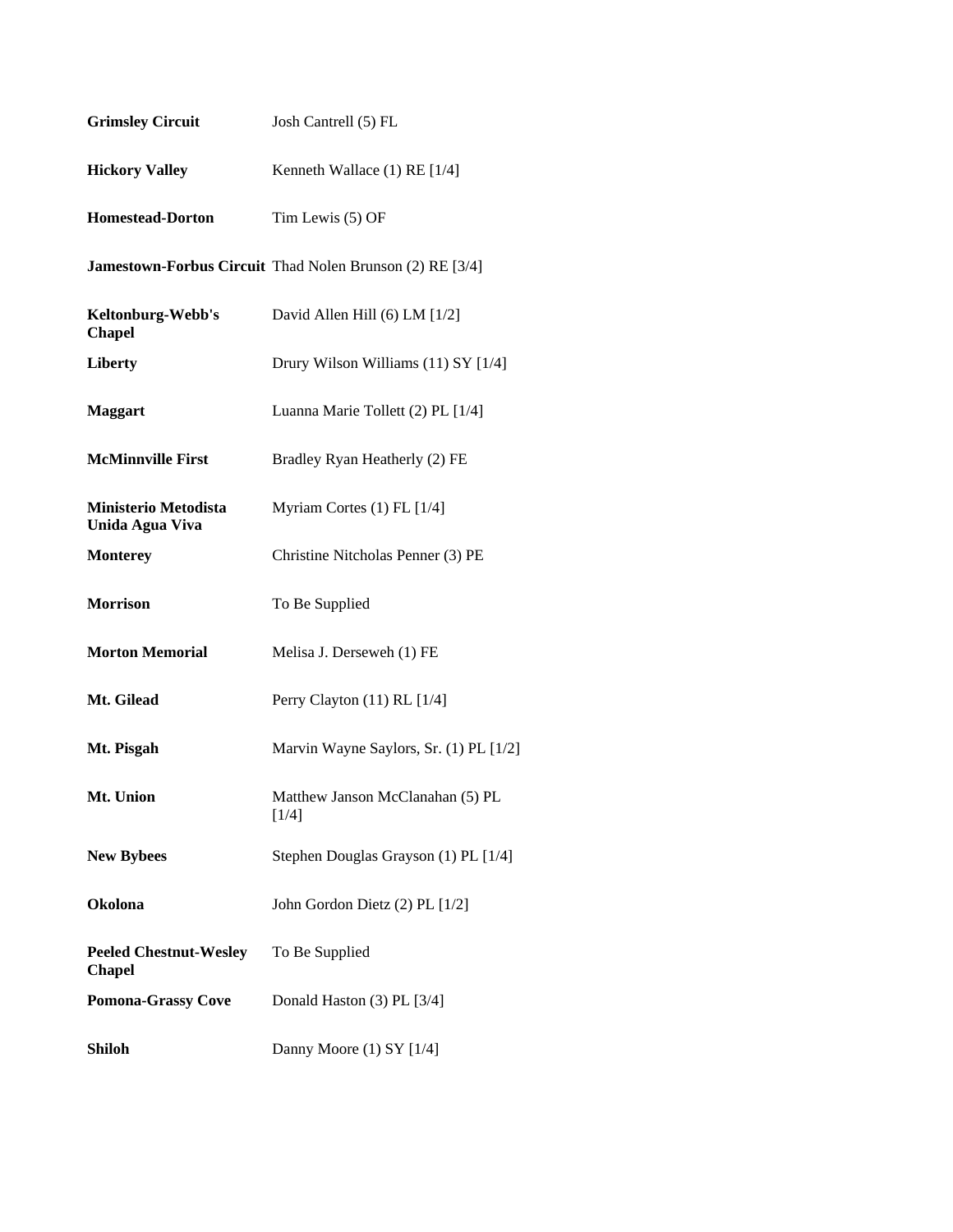| | |
|---|---|
| **Grimsley Circuit** | Josh Cantrell (5) FL |
| **Hickory Valley** | Kenneth Wallace (1) RE [1/4] |
| **Homestead-Dorton** | Tim Lewis (5) OF |
| **Jamestown-Forbus Circuit** | Thad Nolen Brunson (2) RE [3/4] |
| **Keltonburg-Webb's Chapel** | David Allen Hill (6) LM [1/2] |
| **Liberty** | Drury Wilson Williams (11) SY [1/4] |
| **Maggart** | Luanna Marie Tollett (2) PL [1/4] |
| **McMinnville First** | Bradley Ryan Heatherly (2) FE |
| **Ministerio Metodista Unida Agua Viva** | Myriam Cortes (1) FL [1/4] |
| **Monterey** | Christine Nitcholas Penner (3) PE |
| **Morrison** | To Be Supplied |
| **Morton Memorial** | Melisa J. Derseweh (1) FE |
| **Mt. Gilead** | Perry Clayton (11) RL [1/4] |
| **Mt. Pisgah** | Marvin Wayne Saylors, Sr. (1) PL [1/2] |
| **Mt. Union** | Matthew Janson McClanahan (5) PL [1/4] |
| **New Bybees** | Stephen Douglas Grayson (1) PL [1/4] |
| **Okolona** | John Gordon Dietz (2) PL [1/2] |
| **Peeled Chestnut-Wesley Chapel** | To Be Supplied |
| **Pomona-Grassy Cove** | Donald Haston (3) PL [3/4] |
| **Shiloh** | Danny Moore (1) SY [1/4] |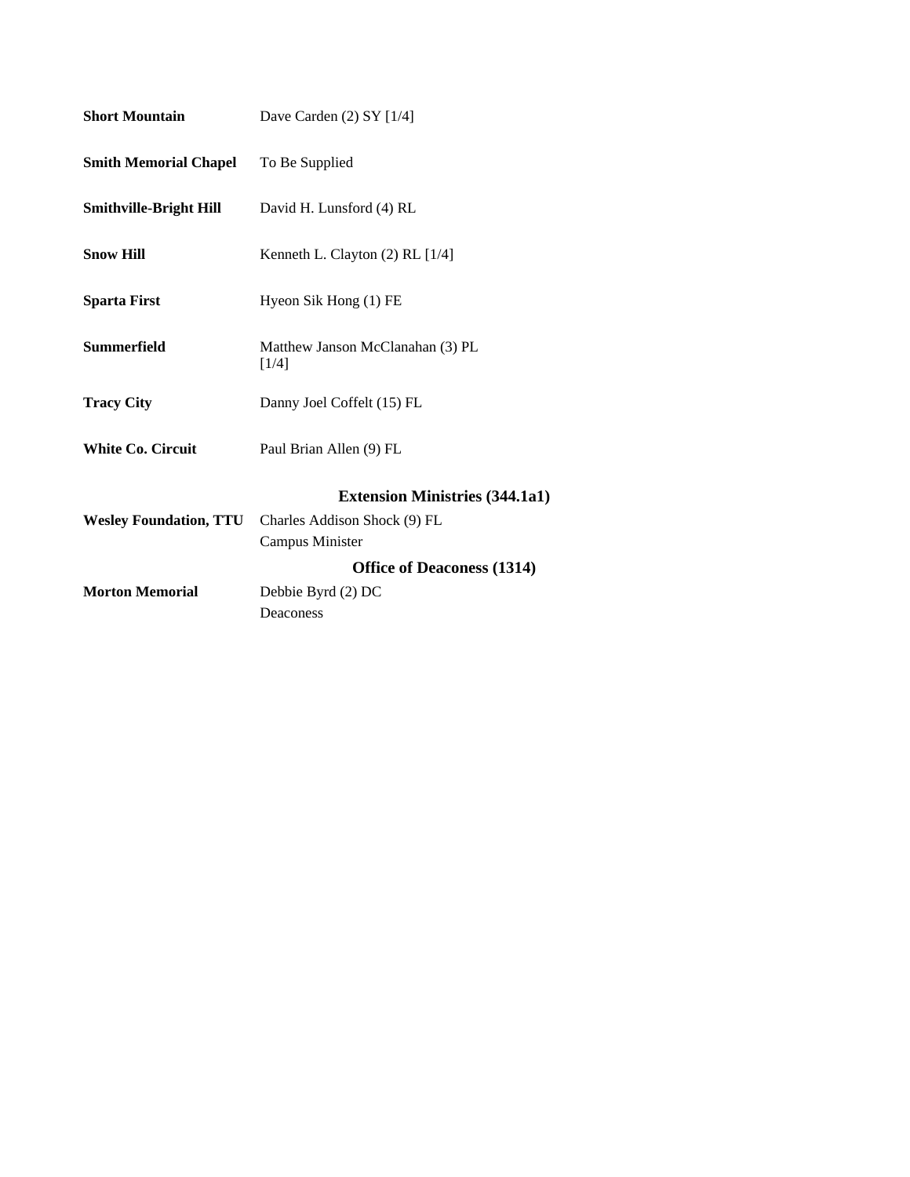| | |
|---|---|
| **Short Mountain** | Dave Carden (2) SY [1/4] |
| **Smith Memorial Chapel** | To Be Supplied |
| **Smithville-Bright Hill** | David H. Lunsford (4) RL |
| **Snow Hill** | Kenneth L. Clayton (2) RL [1/4] |
| **Sparta First** | Hyeon Sik Hong (1) FE |
| **Summerfield** | Matthew Janson McClanahan (3) PL [1/4] |
| **Tracy City** | Danny Joel Coffelt (15) FL |
| **White Co. Circuit** | Paul Brian Allen (9) FL |

### Extension Ministries (344.1a1)

| | |
|---|---|
| **Wesley Foundation, TTU** | Charles Addison Shock (9) FL<br>Campus Minister |

### Office of Deaconess (1314)

| | |
|---|---|
| **Morton Memorial** | Debbie Byrd (2) DC<br>Deaconess |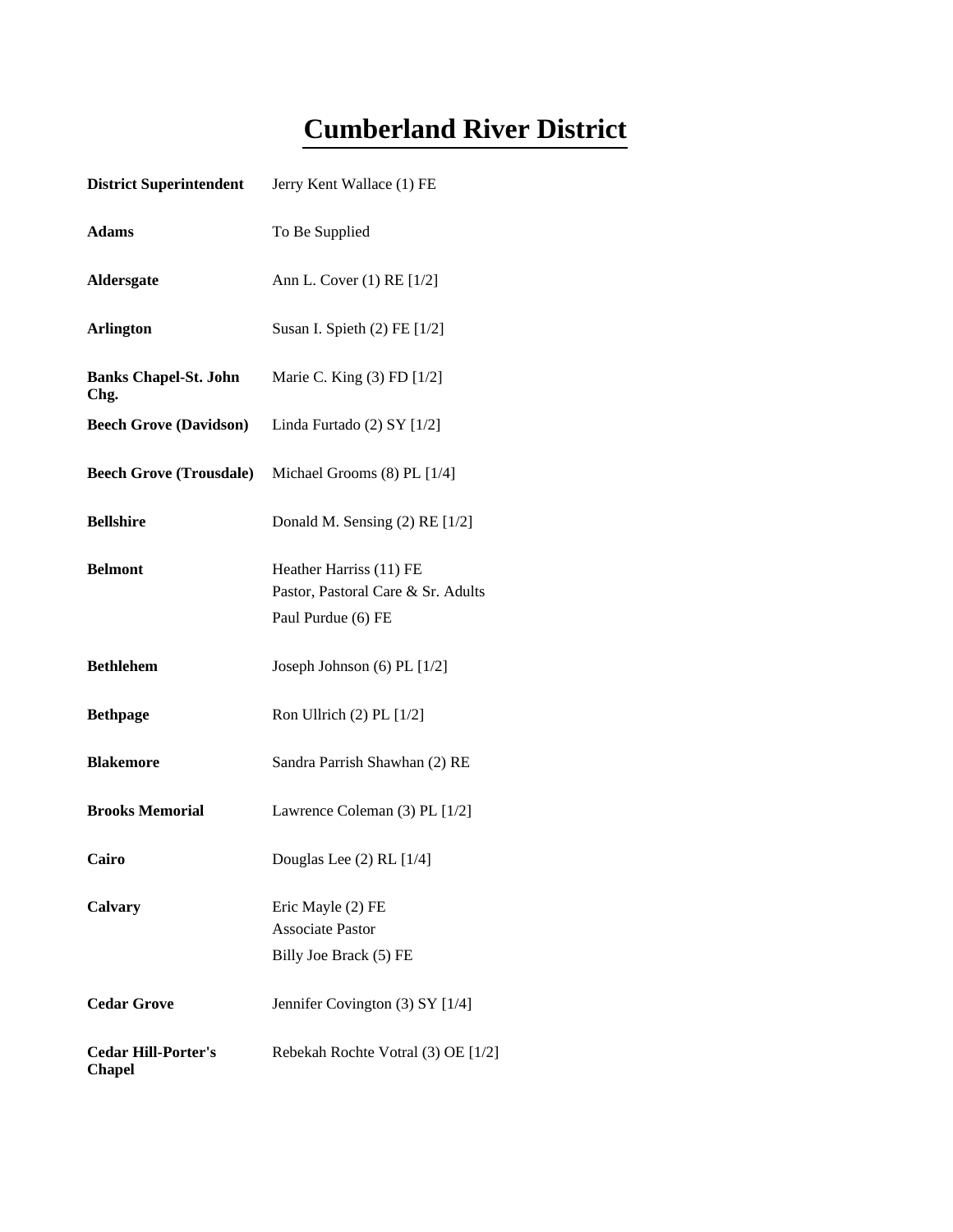# Cumberland River District

| | |
|---|---|
| **District Superintendent** | Jerry Kent Wallace (1) FE |
| **Adams** | To Be Supplied |
| **Aldersgate** | Ann L. Cover (1) RE [1/2] |
| **Arlington** | Susan I. Spieth (2) FE [1/2] |
| **Banks Chapel-St. John Chg.** | Marie C. King (3) FD [1/2] |
| **Beech Grove (Davidson)** | Linda Furtado (2) SY [1/2] |
| **Beech Grove (Trousdale)** | Michael Grooms (8) PL [1/4] |
| **Bellshire** | Donald M. Sensing (2) RE [1/2] |
| **Belmont** | Heather Harriss (11) FE<br>Pastor, Pastoral Care & Sr. Adults<br>Paul Purdue (6) FE |
| **Bethlehem** | Joseph Johnson (6) PL [1/2] |
| **Bethpage** | Ron Ullrich (2) PL [1/2] |
| **Blakemore** | Sandra Parrish Shawhan (2) RE |
| **Brooks Memorial** | Lawrence Coleman (3) PL [1/2] |
| **Cairo** | Douglas Lee (2) RL [1/4] |
| **Calvary** | Eric Mayle (2) FE<br>Associate Pastor<br>Billy Joe Brack (5) FE |
| **Cedar Grove** | Jennifer Covington (3) SY [1/4] |
| **Cedar Hill-Porter's Chapel** | Rebekah Rochte Votral (3) OE [1/2] |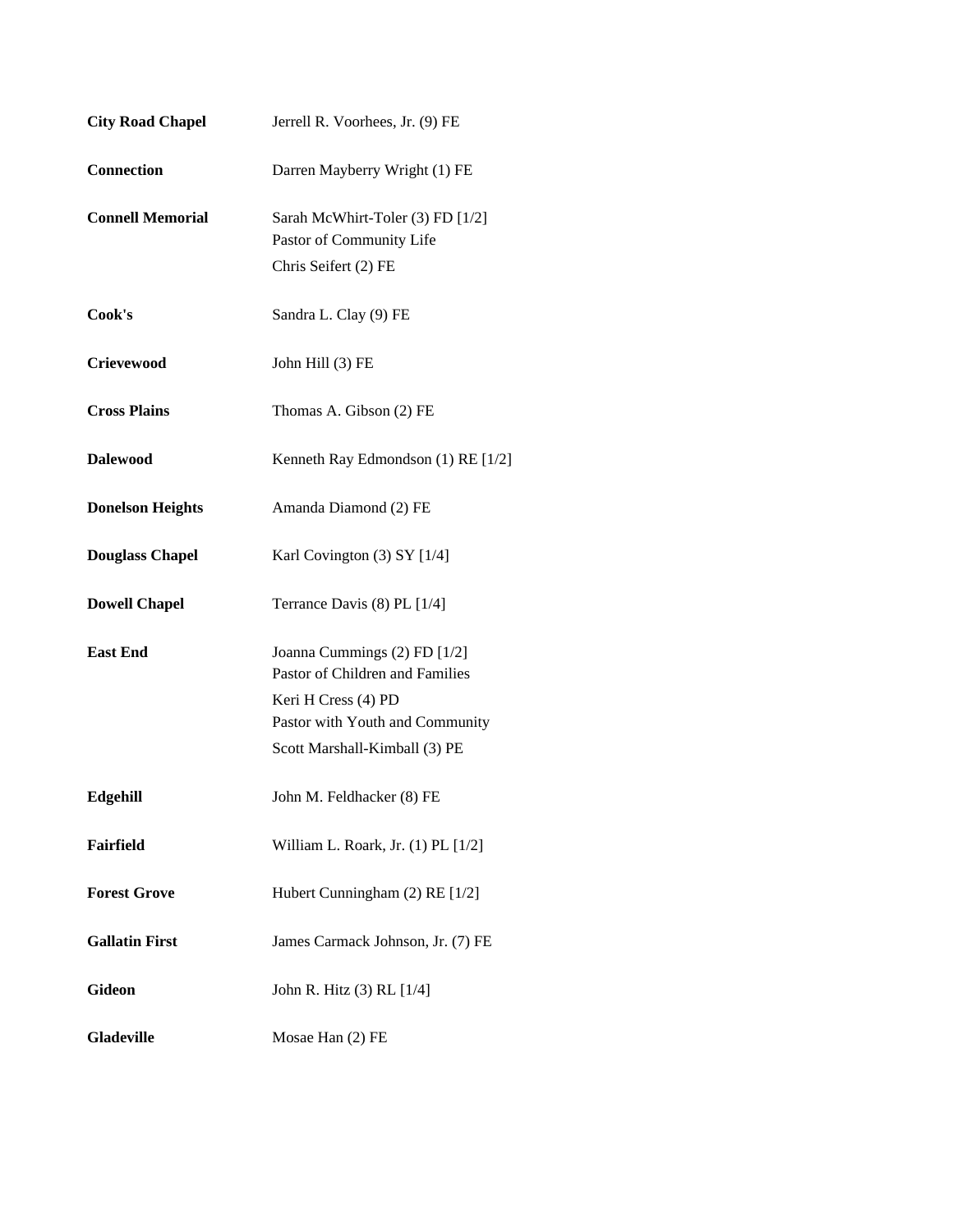| | |
|---|---|
| **City Road Chapel** | Jerrell R. Voorhees, Jr. (9) FE |
| **Connection** | Darren Mayberry Wright (1) FE |
| **Connell Memorial** | Sarah McWhirt-Toler (3) FD [1/2]<br>Pastor of Community Life<br>Chris Seifert (2) FE |
| **Cook's** | Sandra L. Clay (9) FE |
| **Crievewood** | John Hill (3) FE |
| **Cross Plains** | Thomas A. Gibson (2) FE |
| **Dalewood** | Kenneth Ray Edmondson (1) RE [1/2] |
| **Donelson Heights** | Amanda Diamond (2) FE |
| **Douglass Chapel** | Karl Covington (3) SY [1/4] |
| **Dowell Chapel** | Terrance Davis (8) PL [1/4] |
| **East End** | Joanna Cummings (2) FD [1/2]<br>Pastor of Children and Families<br>Keri H Cress (4) PD<br>Pastor with Youth and Community<br>Scott Marshall-Kimball (3) PE |
| **Edgehill** | John M. Feldhacker (8) FE |
| **Fairfield** | William L. Roark, Jr. (1) PL [1/2] |
| **Forest Grove** | Hubert Cunningham (2) RE [1/2] |
| **Gallatin First** | James Carmack Johnson, Jr. (7) FE |
| **Gideon** | John R. Hitz (3) RL [1/4] |
| **Gladeville** | Mosae Han (2) FE |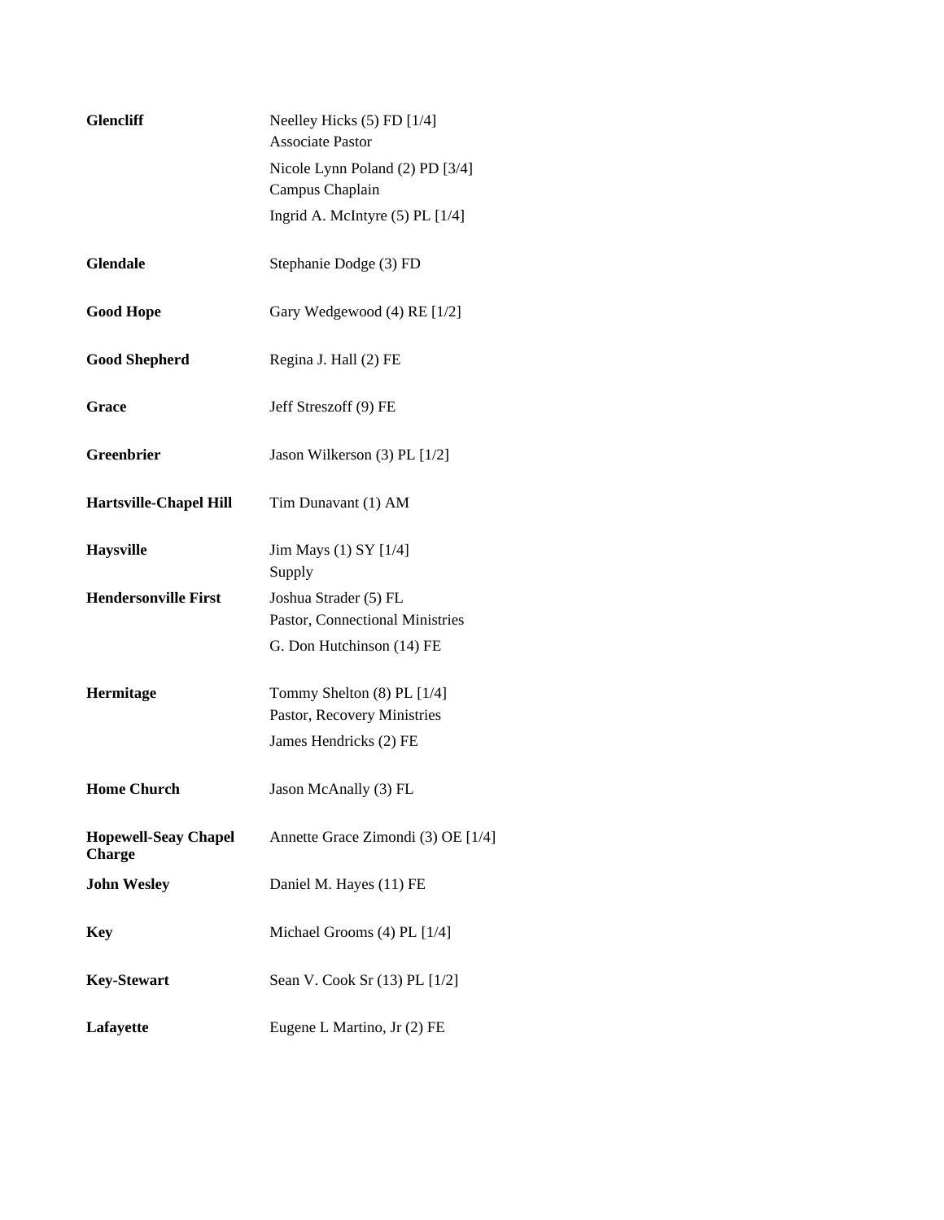| | |
|---|---|
| **Glencliff** | Neelley Hicks (5) FD [1/4]<br>Associate Pastor<br>Nicole Lynn Poland (2) PD [3/4]<br>Campus Chaplain<br>Ingrid A. McIntyre (5) PL [1/4] |
| **Glendale** | Stephanie Dodge (3) FD |
| **Good Hope** | Gary Wedgewood (4) RE [1/2] |
| **Good Shepherd** | Regina J. Hall (2) FE |
| **Grace** | Jeff Streszoff (9) FE |
| **Greenbrier** | Jason Wilkerson (3) PL [1/2] |
| **Hartsville-Chapel Hill** | Tim Dunavant (1) AM |
| **Haysville** | Jim Mays (1) SY [1/4]<br>Supply |
| **Hendersonville First** | Joshua Strader (5) FL<br>Pastor, Connectional Ministries<br>G. Don Hutchinson (14) FE |
| **Hermitage** | Tommy Shelton (8) PL [1/4]<br>Pastor, Recovery Ministries<br>James Hendricks (2) FE |
| **Home Church** | Jason McAnally (3) FL |
| **Hopewell-Seay Chapel Charge** | Annette Grace Zimondi (3) OE [1/4] |
| **John Wesley** | Daniel M. Hayes (11) FE |
| **Key** | Michael Grooms (4) PL [1/4] |
| **Key-Stewart** | Sean V. Cook Sr (13) PL [1/2] |
| **Lafayette** | Eugene L Martino, Jr (2) FE |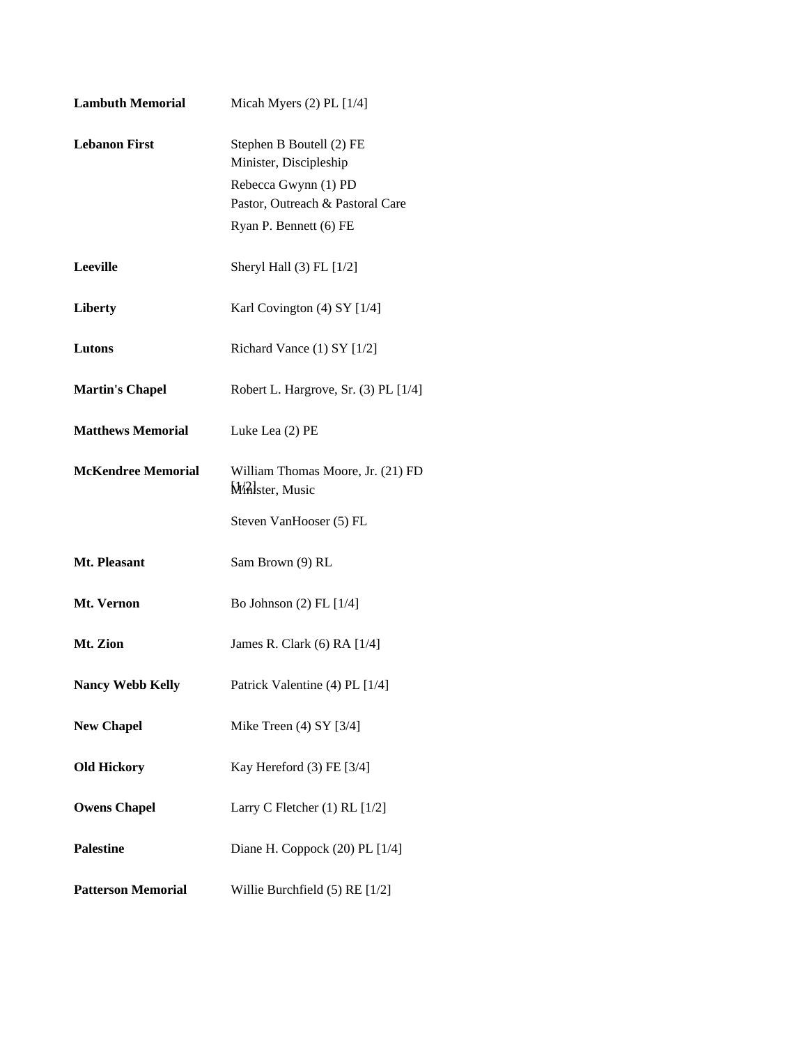| | |
|---|---|
| **Lambuth Memorial** | Micah Myers (2) PL [1/4] |
| **Lebanon First** | Stephen B Boutell (2) FE<br>Minister, Discipleship<br>Rebecca Gwynn (1) PD<br>Pastor, Outreach & Pastoral Care<br>Ryan P. Bennett (6) FE |
| **Leeville** | Sheryl Hall (3) FL [1/2] |
| **Liberty** | Karl Covington (4) SY [1/4] |
| **Lutons** | Richard Vance (1) SY [1/2] |
| **Martin's Chapel** | Robert L. Hargrove, Sr. (3) PL [1/4] |
| **Matthews Memorial** | Luke Lea (2) PE |
| **McKendree Memorial** | William Thomas Moore, Jr. (21) FD [1/2]<br>Minister, Music<br>Steven VanHooser (5) FL |
| **Mt. Pleasant** | Sam Brown (9) RL |
| **Mt. Vernon** | Bo Johnson (2) FL [1/4] |
| **Mt. Zion** | James R. Clark (6) RA [1/4] |
| **Nancy Webb Kelly** | Patrick Valentine (4) PL [1/4] |
| **New Chapel** | Mike Treen (4) SY [3/4] |
| **Old Hickory** | Kay Hereford (3) FE [3/4] |
| **Owens Chapel** | Larry C Fletcher (1) RL [1/2] |
| **Palestine** | Diane H. Coppock (20) PL [1/4] |
| **Patterson Memorial** | Willie Burchfield (5) RE [1/2] |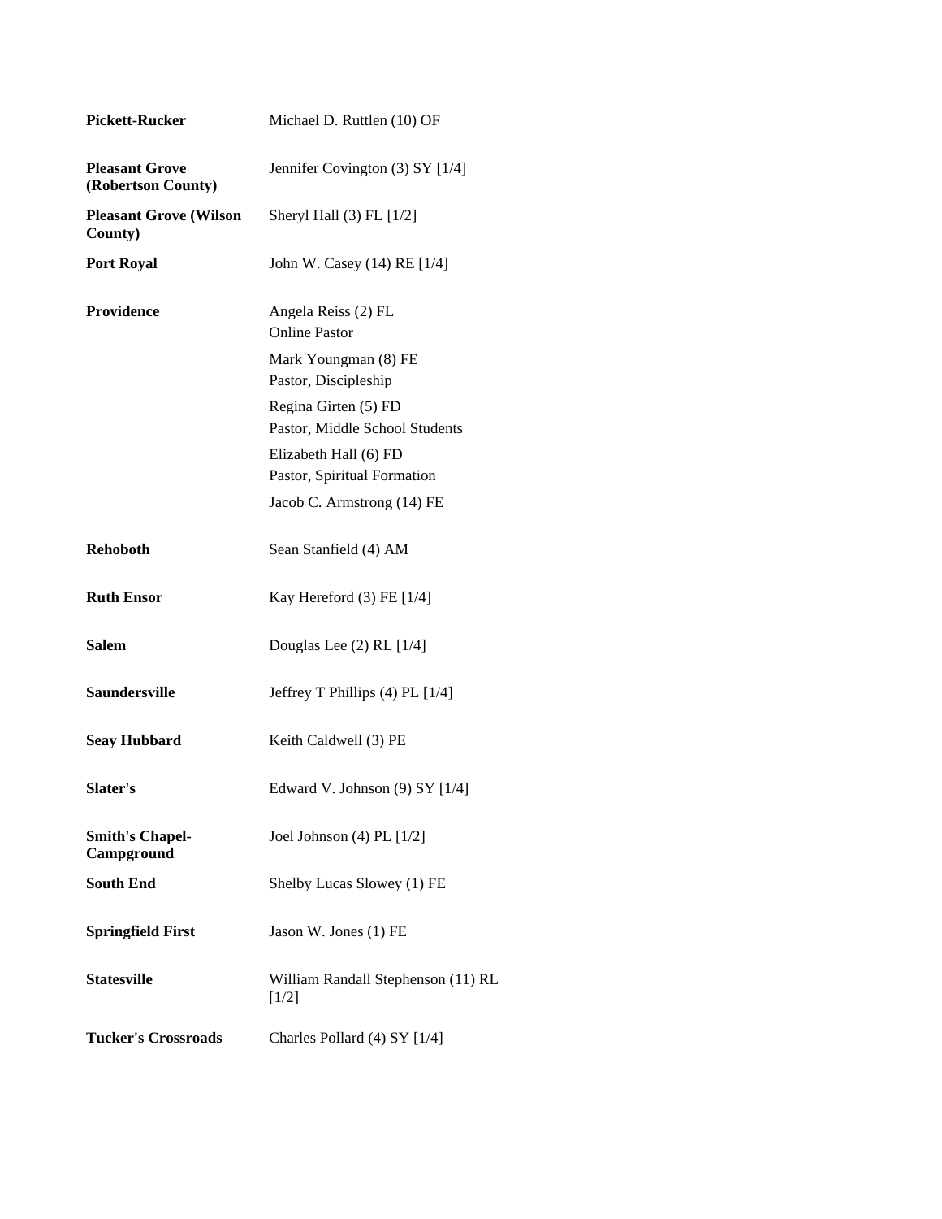| | |
|---|---|
| **Pickett-Rucker** | Michael D. Ruttlen (10) OF |
| **Pleasant Grove (Robertson County)** | Jennifer Covington (3) SY [1/4] |
| **Pleasant Grove (Wilson County)** | Sheryl Hall (3) FL [1/2] |
| **Port Royal** | John W. Casey (14) RE [1/4] |
| **Providence** | Angela Reiss (2) FL<br>Online Pastor |
| | Mark Youngman (8) FE<br>Pastor, Discipleship |
| | Regina Girten (5) FD<br>Pastor, Middle School Students |
| | Elizabeth Hall (6) FD<br>Pastor, Spiritual Formation |
| | Jacob C. Armstrong (14) FE |
| **Rehoboth** | Sean Stanfield (4) AM |
| **Ruth Ensor** | Kay Hereford (3) FE [1/4] |
| **Salem** | Douglas Lee (2) RL [1/4] |
| **Saundersville** | Jeffrey T Phillips (4) PL [1/4] |
| **Seay Hubbard** | Keith Caldwell (3) PE |
| **Slater's** | Edward V. Johnson (9) SY [1/4] |
| **Smith's Chapel-Campground** | Joel Johnson (4) PL [1/2] |
| **South End** | Shelby Lucas Slowey (1) FE |
| **Springfield First** | Jason W. Jones (1) FE |
| **Statesville** | William Randall Stephenson (11) RL [1/2] |
| **Tucker's Crossroads** | Charles Pollard (4) SY [1/4] |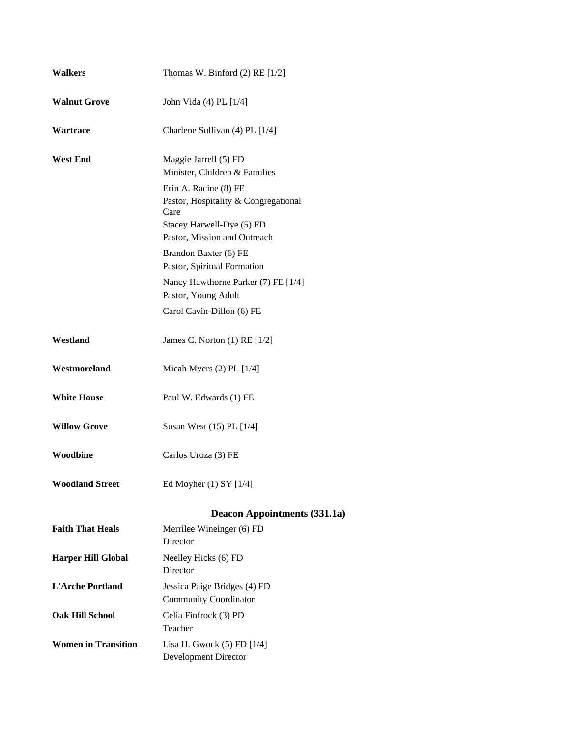| | |
|---|---|
| **Walkers** | Thomas W. Binford (2) RE [1/2] |
| **Walnut Grove** | John Vida (4) PL [1/4] |
| **Wartrace** | Charlene Sullivan (4) PL [1/4] |
| **West End** | Maggie Jarrell (5) FD<br>Minister, Children & Families<br>Erin A. Racine (8) FE<br>Pastor, Hospitality & Congregational Care<br>Stacey Harwell-Dye (5) FD<br>Pastor, Mission and Outreach<br>Brandon Baxter (6) FE<br>Pastor, Spiritual Formation<br>Nancy Hawthorne Parker (7) FE [1/4]<br>Pastor, Young Adult<br>Carol Cavin-Dillon (6) FE |
| **Westland** | James C. Norton (1) RE [1/2] |
| **Westmoreland** | Micah Myers (2) PL [1/4] |
| **White House** | Paul W. Edwards (1) FE |
| **Willow Grove** | Susan West (15) PL [1/4] |
| **Woodbine** | Carlos Uroza (3) FE |
| **Woodland Street** | Ed Moyher (1) SY [1/4] |

## Deacon Appointments (331.1a)

| | |
|---|---|
| **Faith That Heals** | Merrilee Wineinger (6) FD<br>Director |
| **Harper Hill Global** | Neelley Hicks (6) FD<br>Director |
| **L'Arche Portland** | Jessica Paige Bridges (4) FD<br>Community Coordinator |
| **Oak Hill School** | Celia Finfrock (3) PD<br>Teacher |
| **Women in Transition** | Lisa H. Gwock (5) FD [1/4]<br>Development Director |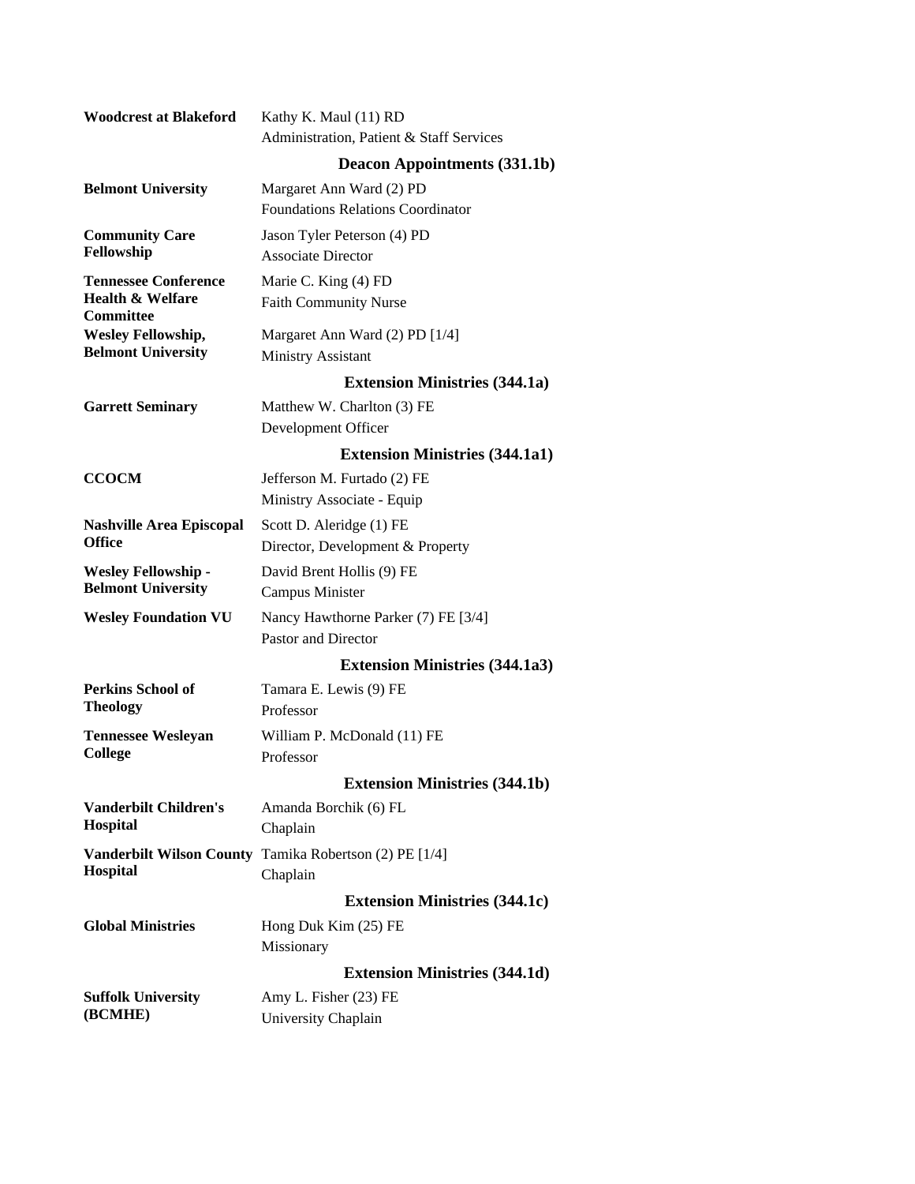| | |
|---|---|
| **Woodcrest at Blakeford** | Kathy K. Maul (11) RD<br>Administration, Patient & Staff Services |

### Deacon Appointments (331.1b)

| | |
|---|---|
| **Belmont University** | Margaret Ann Ward (2) PD<br>Foundations Relations Coordinator |
| **Community Care Fellowship** | Jason Tyler Peterson (4) PD<br>Associate Director |
| **Tennessee Conference Health & Welfare Committee** | Marie C. King (4) FD<br>Faith Community Nurse |
| **Wesley Fellowship, Belmont University** | Margaret Ann Ward (2) PD [1/4]<br>Ministry Assistant |

### Extension Ministries (344.1a)

| | |
|---|---|
| **Garrett Seminary** | Matthew W. Charlton (3) FE<br>Development Officer |

### Extension Ministries (344.1a1)

| | |
|---|---|
| **CCOCM** | Jefferson M. Furtado (2) FE<br>Ministry Associate - Equip |
| **Nashville Area Episcopal Office** | Scott D. Aleridge (1) FE<br>Director, Development & Property |
| **Wesley Fellowship - Belmont University** | David Brent Hollis (9) FE<br>Campus Minister |
| **Wesley Foundation VU** | Nancy Hawthorne Parker (7) FE [3/4]<br>Pastor and Director |

### Extension Ministries (344.1a3)

| | |
|---|---|
| **Perkins School of Theology** | Tamara E. Lewis (9) FE<br>Professor |
| **Tennessee Wesleyan College** | William P. McDonald (11) FE<br>Professor |

### Extension Ministries (344.1b)

| | |
|---|---|
| **Vanderbilt Children's Hospital** | Amanda Borchik (6) FL<br>Chaplain |
| **Vanderbilt Wilson County Hospital** | Tamika Robertson (2) PE [1/4]<br>Chaplain |

### Extension Ministries (344.1c)

| | |
|---|---|
| **Global Ministries** | Hong Duk Kim (25) FE<br>Missionary |

### Extension Ministries (344.1d)

| | |
|---|---|
| **Suffolk University (BCMHE)** | Amy L. Fisher (23) FE<br>University Chaplain |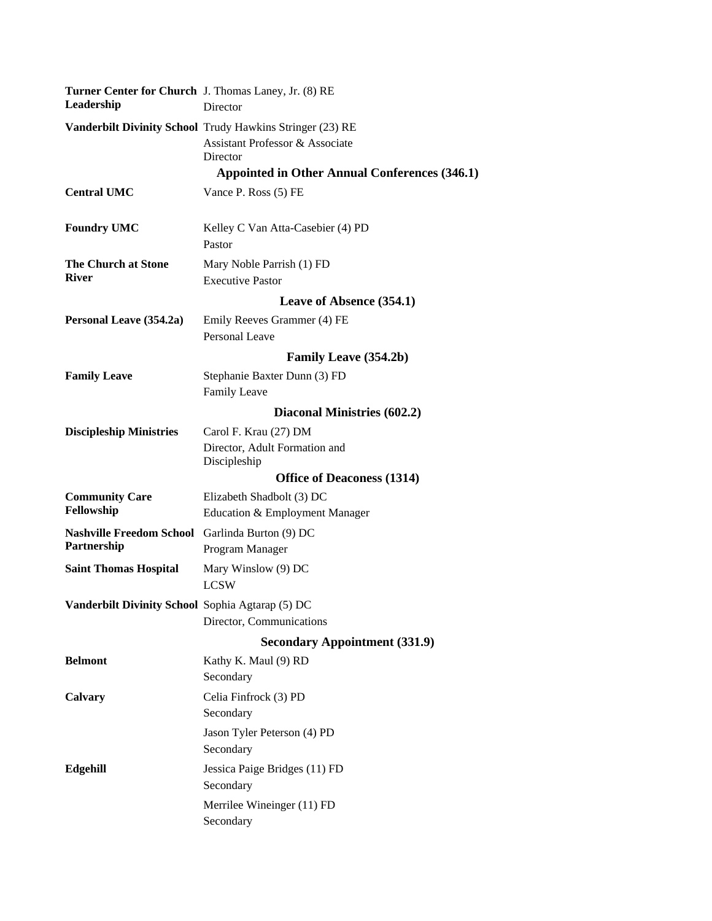| | |
|---|---|
| **Turner Center for Church Leadership** | J. Thomas Laney, Jr. (8) RE<br>Director |
| **Vanderbilt Divinity School** | Trudy Hawkins Stringer (23) RE<br>Assistant Professor & Associate Director |

### Appointed in Other Annual Conferences (346.1)

| | |
|---|---|
| **Central UMC** | Vance P. Ross (5) FE |
| **Foundry UMC** | Kelley C Van Atta-Casebier (4) PD<br>Pastor |
| **The Church at Stone River** | Mary Noble Parrish (1) FD<br>Executive Pastor |

### Leave of Absence (354.1)

| | |
|---|---|
| **Personal Leave (354.2a)** | Emily Reeves Grammer (4) FE<br>Personal Leave |

### Family Leave (354.2b)

| | |
|---|---|
| **Family Leave** | Stephanie Baxter Dunn (3) FD<br>Family Leave |

### Diaconal Ministries (602.2)

| | |
|---|---|
| **Discipleship Ministries** | Carol F. Krau (27) DM<br>Director, Adult Formation and Discipleship |

### Office of Deaconess (1314)

| | |
|---|---|
| **Community Care Fellowship** | Elizabeth Shadbolt (3) DC<br>Education & Employment Manager |
| **Nashville Freedom School Partnership** | Garlinda Burton (9) DC<br>Program Manager |
| **Saint Thomas Hospital** | Mary Winslow (9) DC<br>LCSW |
| **Vanderbilt Divinity School** | Sophia Agtarap (5) DC<br>Director, Communications |

### Secondary Appointment (331.9)

| | |
|---|---|
| **Belmont** | Kathy K. Maul (9) RD<br>Secondary |
| **Calvary** | Celia Finfrock (3) PD<br>Secondary |
| | Jason Tyler Peterson (4) PD<br>Secondary |
| **Edgehill** | Jessica Paige Bridges (11) FD<br>Secondary |
| | Merrilee Wineinger (11) FD<br>Secondary |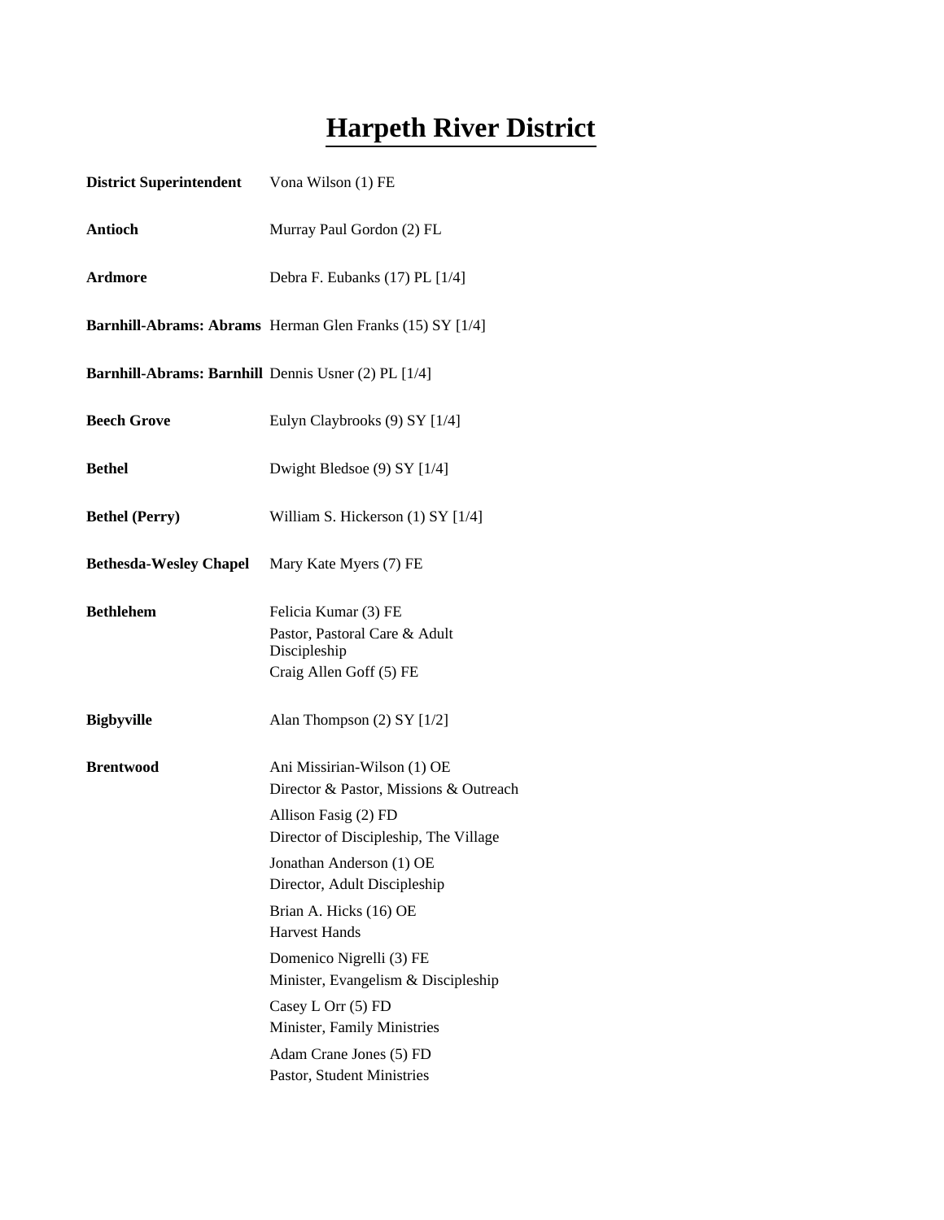# Harpeth River District

| | |
|---|---|
| **District Superintendent** | Vona Wilson (1) FE |
| **Antioch** | Murray Paul Gordon (2) FL |
| **Ardmore** | Debra F. Eubanks (17) PL [1/4] |
| **Barnhill-Abrams: Abrams** | Herman Glen Franks (15) SY [1/4] |
| **Barnhill-Abrams: Barnhill** | Dennis Usner (2) PL [1/4] |
| **Beech Grove** | Eulyn Claybrooks (9) SY [1/4] |
| **Bethel** | Dwight Bledsoe (9) SY [1/4] |
| **Bethel (Perry)** | William S. Hickerson (1) SY [1/4] |
| **Bethesda-Wesley Chapel** | Mary Kate Myers (7) FE |
| **Bethlehem** | Felicia Kumar (3) FE |
| | Pastor, Pastoral Care & Adult Discipleship |
| | Craig Allen Goff (5) FE |
| **Bigbyville** | Alan Thompson (2) SY [1/2] |
| **Brentwood** | Ani Missirian-Wilson (1) OE |
| | Director & Pastor, Missions & Outreach |
| | Allison Fasig (2) FD |
| | Director of Discipleship, The Village |
| | Jonathan Anderson (1) OE |
| | Director, Adult Discipleship |
| | Brian A. Hicks (16) OE |
| | Harvest Hands |
| | Domenico Nigrelli (3) FE |
| | Minister, Evangelism & Discipleship |
| | Casey L Orr (5) FD |
| | Minister, Family Ministries |
| | Adam Crane Jones (5) FD |
| | Pastor, Student Ministries |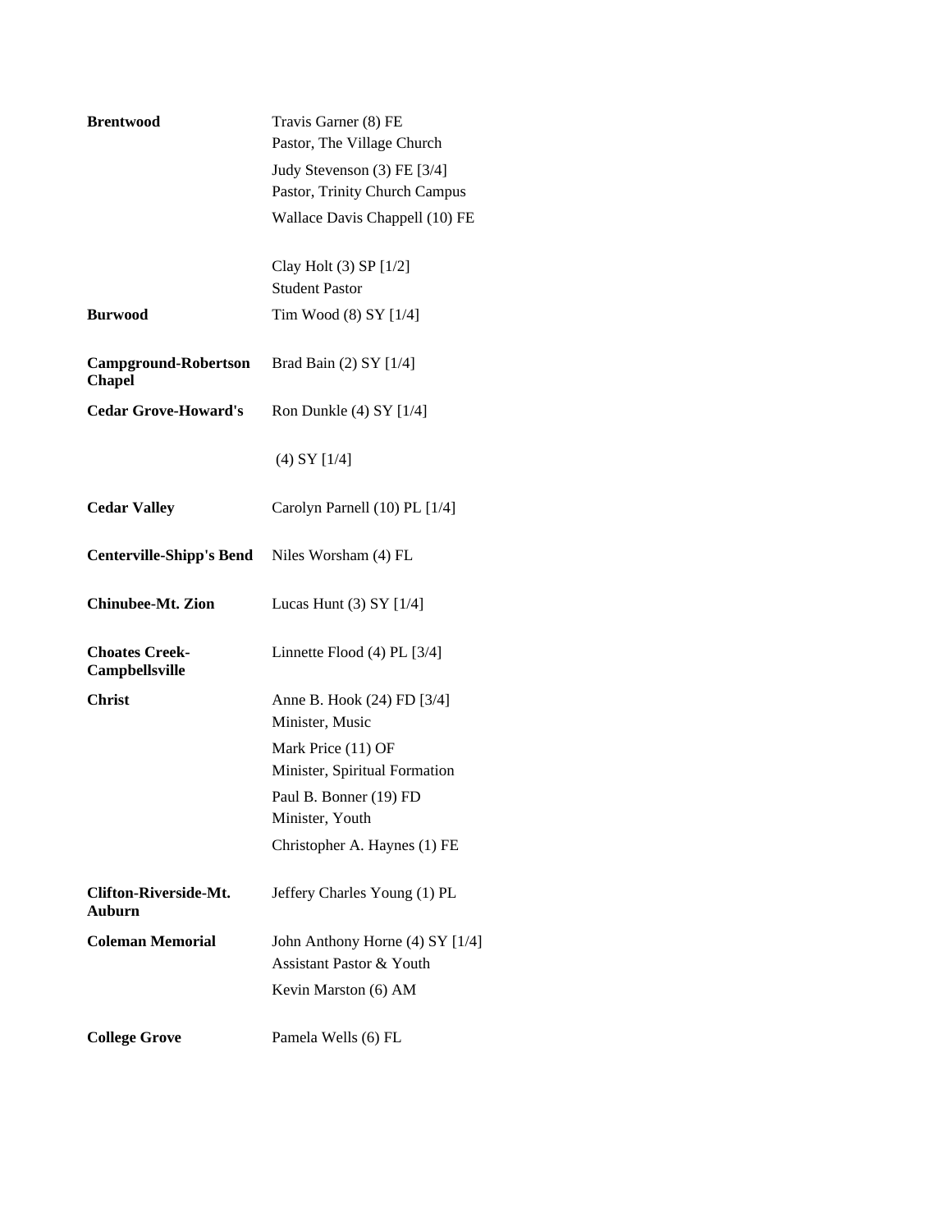| | |
|---|---|
| **Brentwood** | Travis Garner (8) FE<br>Pastor, The Village Church |
| | Judy Stevenson (3) FE [3/4]<br>Pastor, Trinity Church Campus |
| | Wallace Davis Chappell (10) FE |
| | Clay Holt (3) SP [1/2]<br>Student Pastor |
| **Burwood** | Tim Wood (8) SY [1/4] |
| **Campground-Robertson Chapel** | Brad Bain (2) SY [1/4] |
| **Cedar Grove-Howard's** | Ron Dunkle (4) SY [1/4] |
| | (4) SY [1/4] |
| **Cedar Valley** | Carolyn Parnell (10) PL [1/4] |
| **Centerville-Shipp's Bend** | Niles Worsham (4) FL |
| **Chinubee-Mt. Zion** | Lucas Hunt (3) SY [1/4] |
| **Choates Creek-Campbellsville** | Linnette Flood (4) PL [3/4] |
| **Christ** | Anne B. Hook (24) FD [3/4]<br>Minister, Music |
| | Mark Price (11) OF<br>Minister, Spiritual Formation |
| | Paul B. Bonner (19) FD<br>Minister, Youth |
| | Christopher A. Haynes (1) FE |
| **Clifton-Riverside-Mt. Auburn** | Jeffery Charles Young (1) PL |
| **Coleman Memorial** | John Anthony Horne (4) SY [1/4]<br>Assistant Pastor & Youth |
| | Kevin Marston (6) AM |
| **College Grove** | Pamela Wells (6) FL |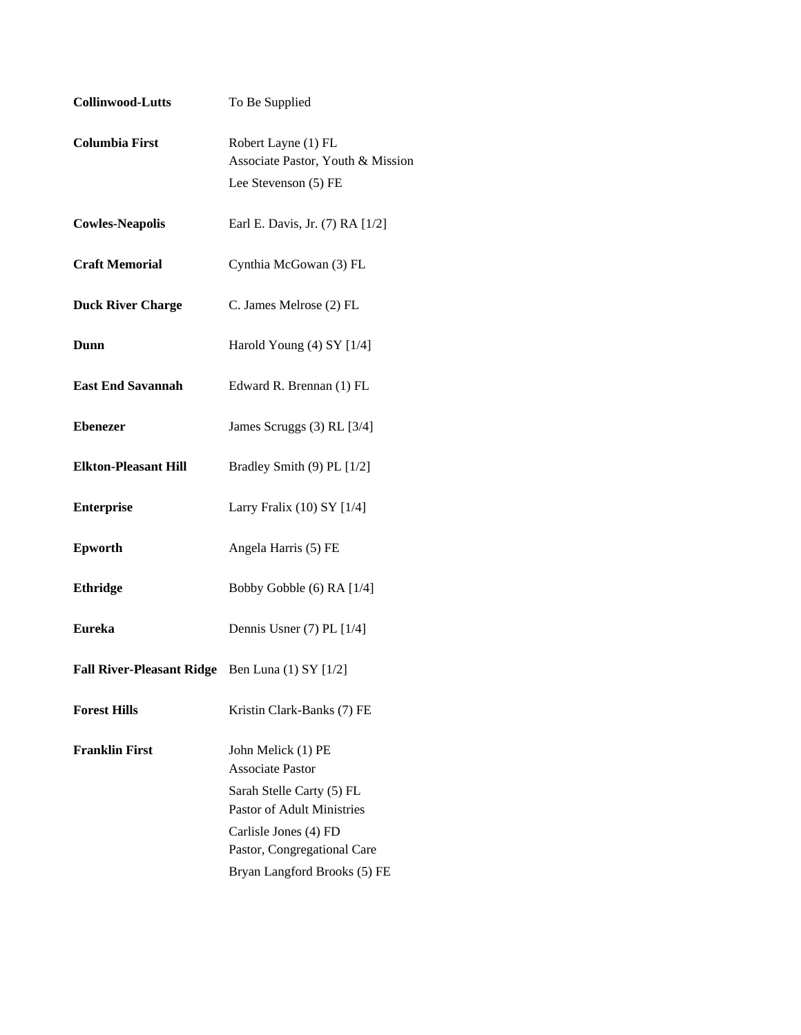| | |
|---|---|
| **Collinwood-Lutts** | To Be Supplied |
| **Columbia First** | Robert Layne (1) FL<br>Associate Pastor, Youth & Mission<br>Lee Stevenson (5) FE |
| **Cowles-Neapolis** | Earl E. Davis, Jr. (7) RA [1/2] |
| **Craft Memorial** | Cynthia McGowan (3) FL |
| **Duck River Charge** | C. James Melrose (2) FL |
| **Dunn** | Harold Young (4) SY [1/4] |
| **East End Savannah** | Edward R. Brennan (1) FL |
| **Ebenezer** | James Scruggs (3) RL [3/4] |
| **Elkton-Pleasant Hill** | Bradley Smith (9) PL [1/2] |
| **Enterprise** | Larry Fralix (10) SY [1/4] |
| **Epworth** | Angela Harris (5) FE |
| **Ethridge** | Bobby Gobble (6) RA [1/4] |
| **Eureka** | Dennis Usner (7) PL [1/4] |
| **Fall River-Pleasant Ridge** | Ben Luna (1) SY [1/2] |
| **Forest Hills** | Kristin Clark-Banks (7) FE |
| **Franklin First** | John Melick (1) PE<br>Associate Pastor<br>Sarah Stelle Carty (5) FL<br>Pastor of Adult Ministries<br>Carlisle Jones (4) FD<br>Pastor, Congregational Care<br>Bryan Langford Brooks (5) FE |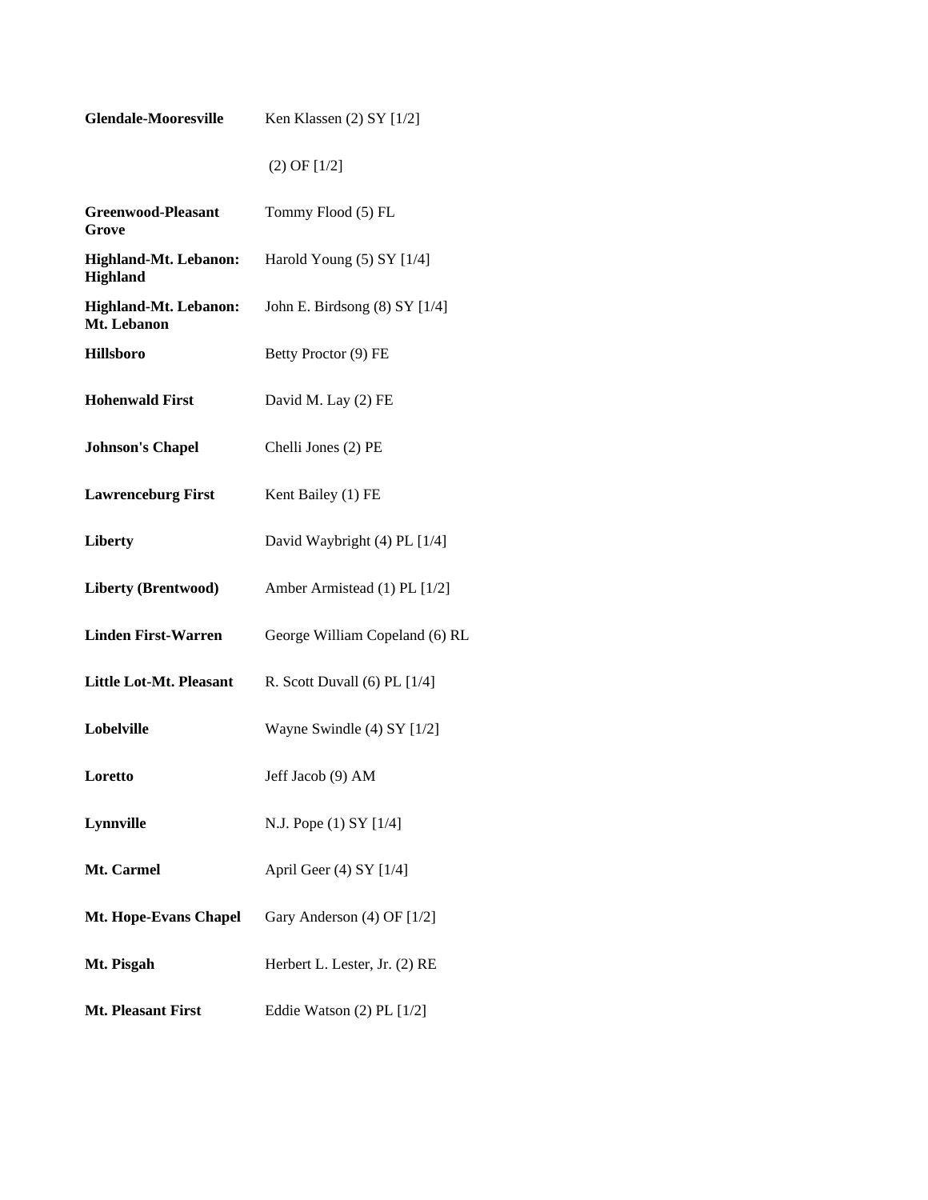| | |
|---|---|
| **Glendale-Mooresville** | Ken Klassen (2) SY [1/2] |
| | (2) OF [1/2] |
| **Greenwood-Pleasant Grove** | Tommy Flood (5) FL |
| **Highland-Mt. Lebanon: Highland** | Harold Young (5) SY [1/4] |
| **Highland-Mt. Lebanon: Mt. Lebanon** | John E. Birdsong (8) SY [1/4] |
| **Hillsboro** | Betty Proctor (9) FE |
| **Hohenwald First** | David M. Lay (2) FE |
| **Johnson's Chapel** | Chelli Jones (2) PE |
| **Lawrenceburg First** | Kent Bailey (1) FE |
| **Liberty** | David Waybright (4) PL [1/4] |
| **Liberty (Brentwood)** | Amber Armistead (1) PL [1/2] |
| **Linden First-Warren** | George William Copeland (6) RL |
| **Little Lot-Mt. Pleasant** | R. Scott Duvall (6) PL [1/4] |
| **Lobelville** | Wayne Swindle (4) SY [1/2] |
| **Loretto** | Jeff Jacob (9) AM |
| **Lynnville** | N.J. Pope (1) SY [1/4] |
| **Mt. Carmel** | April Geer (4) SY [1/4] |
| **Mt. Hope-Evans Chapel** | Gary Anderson (4) OF [1/2] |
| **Mt. Pisgah** | Herbert L. Lester, Jr. (2) RE |
| **Mt. Pleasant First** | Eddie Watson (2) PL [1/2] |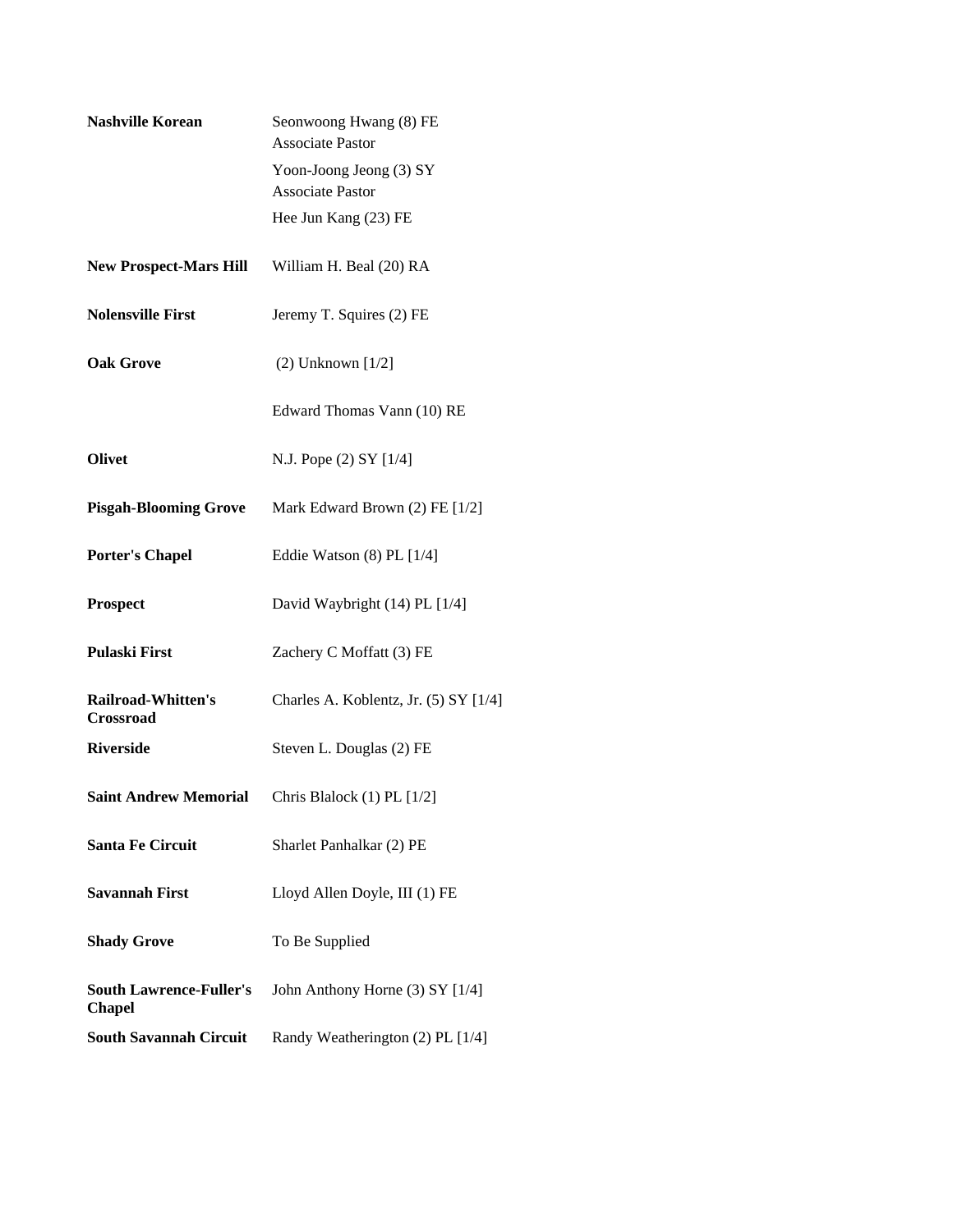| | |
|---|---|
| **Nashville Korean** | Seonwoong Hwang (8) FE<br>Associate Pastor<br>Yoon-Joong Jeong (3) SY<br>Associate Pastor<br>Hee Jun Kang (23) FE |
| **New Prospect-Mars Hill** | William H. Beal (20) RA |
| **Nolensville First** | Jeremy T. Squires (2) FE |
| **Oak Grove** | (2) Unknown [1/2] |
| | Edward Thomas Vann (10) RE |
| **Olivet** | N.J. Pope (2) SY [1/4] |
| **Pisgah-Blooming Grove** | Mark Edward Brown (2) FE [1/2] |
| **Porter's Chapel** | Eddie Watson (8) PL [1/4] |
| **Prospect** | David Waybright (14) PL [1/4] |
| **Pulaski First** | Zachery C Moffatt (3) FE |
| **Railroad-Whitten's Crossroad** | Charles A. Koblentz, Jr. (5) SY [1/4] |
| **Riverside** | Steven L. Douglas (2) FE |
| **Saint Andrew Memorial** | Chris Blalock (1) PL [1/2] |
| **Santa Fe Circuit** | Sharlet Panhalkar (2) PE |
| **Savannah First** | Lloyd Allen Doyle, III (1) FE |
| **Shady Grove** | To Be Supplied |
| **South Lawrence-Fuller's Chapel** | John Anthony Horne (3) SY [1/4] |
| **South Savannah Circuit** | Randy Weatherington (2) PL [1/4] |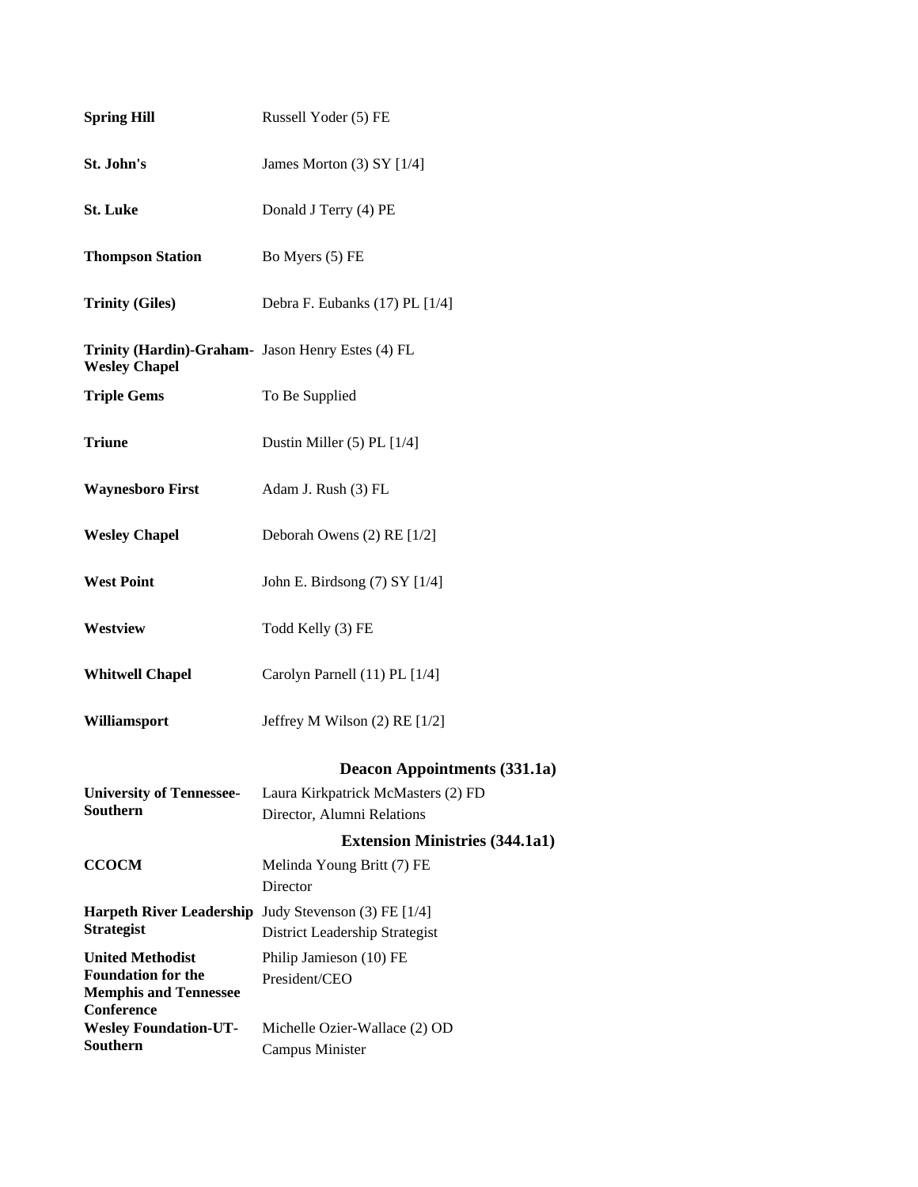| | |
|---|---|
| **Spring Hill** | Russell Yoder (5) FE |
| **St. John's** | James Morton (3) SY [1/4] |
| **St. Luke** | Donald J Terry (4) PE |
| **Thompson Station** | Bo Myers (5) FE |
| **Trinity (Giles)** | Debra F. Eubanks (17) PL [1/4] |
| **Trinity (Hardin)-Graham-Wesley Chapel** | Jason Henry Estes (4) FL |
| **Triple Gems** | To Be Supplied |
| **Triune** | Dustin Miller (5) PL [1/4] |
| **Waynesboro First** | Adam J. Rush (3) FL |
| **Wesley Chapel** | Deborah Owens (2) RE [1/2] |
| **West Point** | John E. Birdsong (7) SY [1/4] |
| **Westview** | Todd Kelly (3) FE |
| **Whitwell Chapel** | Carolyn Parnell (11) PL [1/4] |
| **Williamsport** | Jeffrey M Wilson (2) RE [1/2] |

### Deacon Appointments (331.1a)

| | |
|---|---|
| **University of Tennessee-Southern** | Laura Kirkpatrick McMasters (2) FD<br>Director, Alumni Relations |

### Extension Ministries (344.1a1)

| | |
|---|---|
| **CCOCM** | Melinda Young Britt (7) FE<br>Director |
| **Harpeth River Leadership Strategist** | Judy Stevenson (3) FE [1/4]<br>District Leadership Strategist |
| **United Methodist Foundation for the Memphis and Tennessee Conference** | Philip Jamieson (10) FE<br>President/CEO |
| **Wesley Foundation-UT-Southern** | Michelle Ozier-Wallace (2) OD<br>Campus Minister |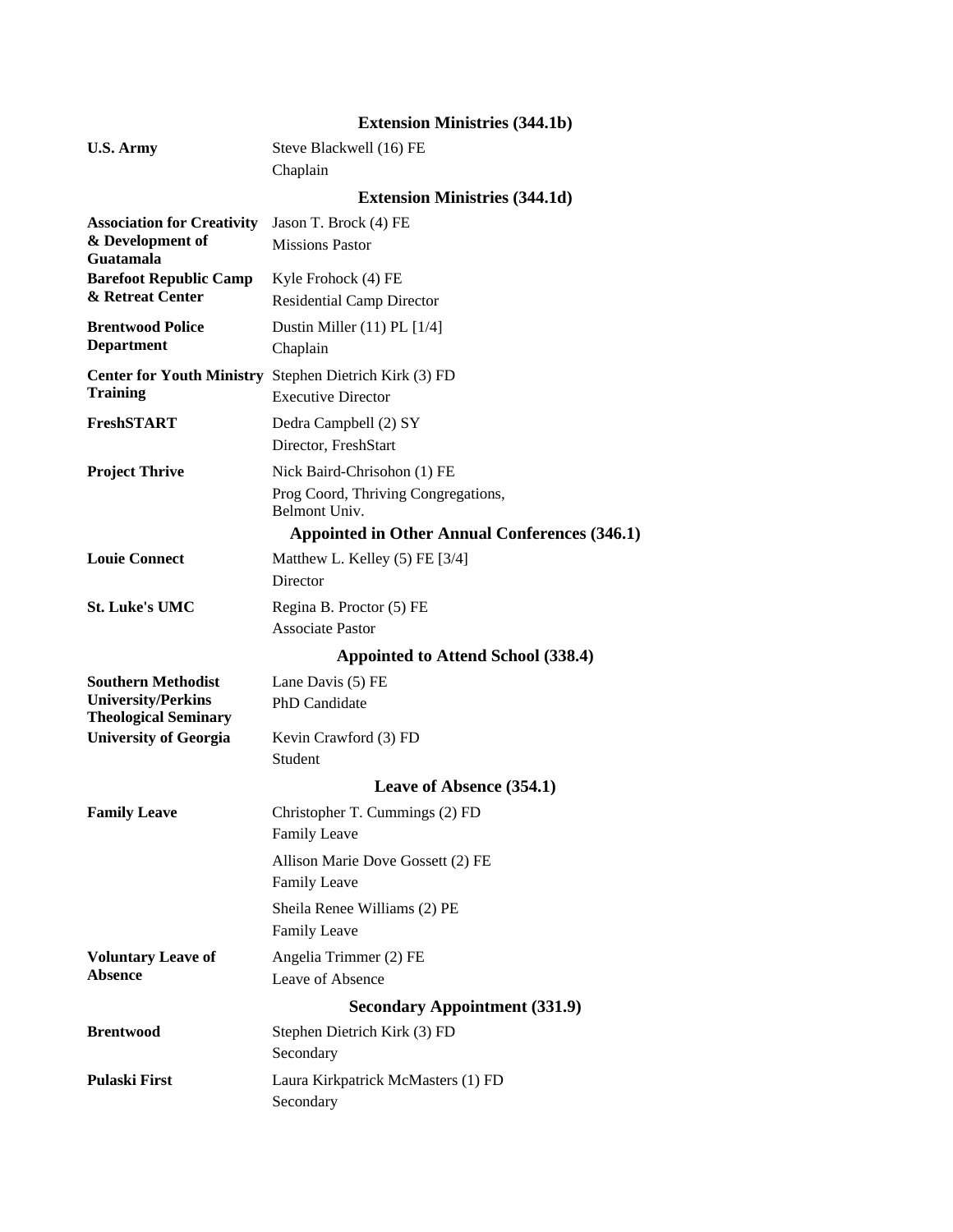### Extension Ministries (344.1b)

| | |
|---|---|
| **U.S. Army** | Steve Blackwell (16) FE<br>Chaplain |

### Extension Ministries (344.1d)

| | |
|---|---|
| **Association for Creativity & Development of Guatamala** | Jason T. Brock (4) FE<br>Missions Pastor |
| **Barefoot Republic Camp & Retreat Center** | Kyle Frohock (4) FE<br>Residential Camp Director |
| **Brentwood Police Department** | Dustin Miller (11) PL [1/4]<br>Chaplain |
| **Center for Youth Ministry Training** | Stephen Dietrich Kirk (3) FD<br>Executive Director |
| **FreshSTART** | Dedra Campbell (2) SY<br>Director, FreshStart |
| **Project Thrive** | Nick Baird-Chrisohon (1) FE<br>Prog Coord, Thriving Congregations, Belmont Univ. |

### Appointed in Other Annual Conferences (346.1)

| | |
|---|---|
| **Louie Connect** | Matthew L. Kelley (5) FE [3/4]<br>Director |
| **St. Luke's UMC** | Regina B. Proctor (5) FE<br>Associate Pastor |

### Appointed to Attend School (338.4)

| | |
|---|---|
| **Southern Methodist University/Perkins Theological Seminary** | Lane Davis (5) FE<br>PhD Candidate |
| **University of Georgia** | Kevin Crawford (3) FD<br>Student |

### Leave of Absence (354.1)

| | |
|---|---|
| **Family Leave** | Christopher T. Cummings (2) FD<br>Family Leave |
| | Allison Marie Dove Gossett (2) FE<br>Family Leave |
| | Sheila Renee Williams (2) PE<br>Family Leave |
| **Voluntary Leave of Absence** | Angelia Trimmer (2) FE<br>Leave of Absence |

### Secondary Appointment (331.9)

| | |
|---|---|
| **Brentwood** | Stephen Dietrich Kirk (3) FD<br>Secondary |
| **Pulaski First** | Laura Kirkpatrick McMasters (1) FD<br>Secondary |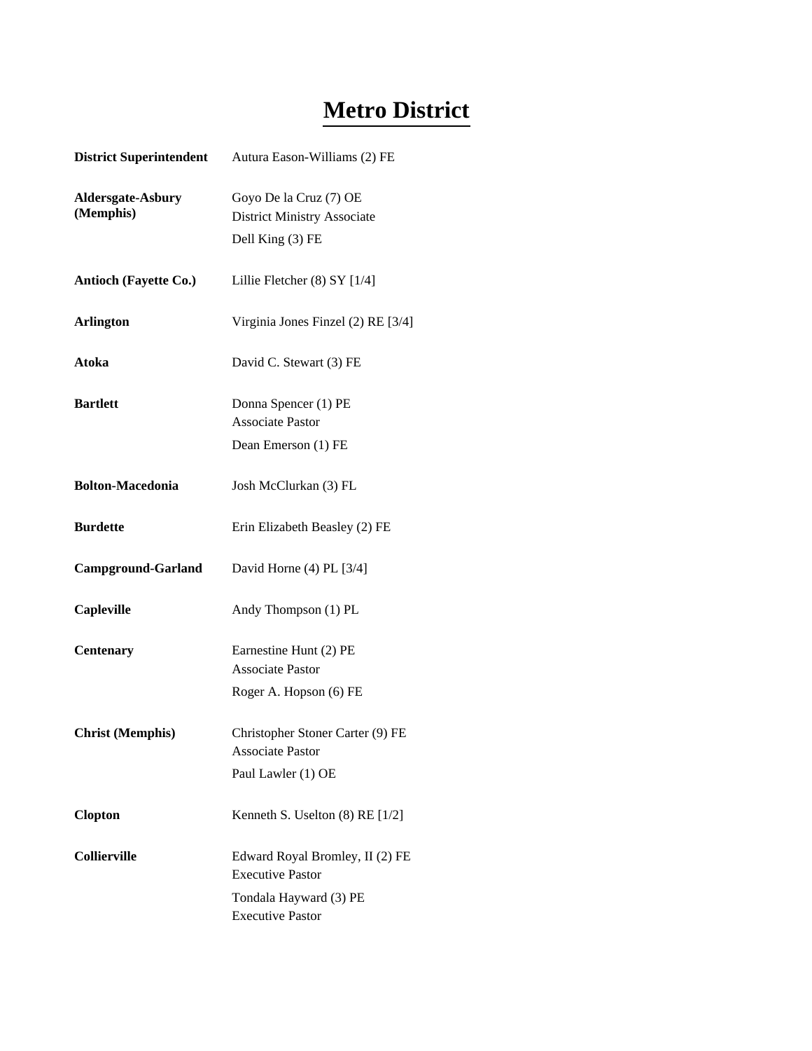# Metro District

| | |
|---|---|
| **District Superintendent** | Autura Eason-Williams (2) FE |
| **Aldersgate-Asbury (Memphis)** | Goyo De la Cruz (7) OE<br>District Ministry Associate<br>Dell King (3) FE |
| **Antioch (Fayette Co.)** | Lillie Fletcher (8) SY [1/4] |
| **Arlington** | Virginia Jones Finzel (2) RE [3/4] |
| **Atoka** | David C. Stewart (3) FE |
| **Bartlett** | Donna Spencer (1) PE<br>Associate Pastor<br>Dean Emerson (1) FE |
| **Bolton-Macedonia** | Josh McClurkan (3) FL |
| **Burdette** | Erin Elizabeth Beasley (2) FE |
| **Campground-Garland** | David Horne (4) PL [3/4] |
| **Capleville** | Andy Thompson (1) PL |
| **Centenary** | Earnestine Hunt (2) PE<br>Associate Pastor<br>Roger A. Hopson (6) FE |
| **Christ (Memphis)** | Christopher Stoner Carter (9) FE<br>Associate Pastor<br>Paul Lawler (1) OE |
| **Clopton** | Kenneth S. Uselton (8) RE [1/2] |
| **Collierville** | Edward Royal Bromley, II (2) FE<br>Executive Pastor<br>Tondala Hayward (3) PE<br>Executive Pastor |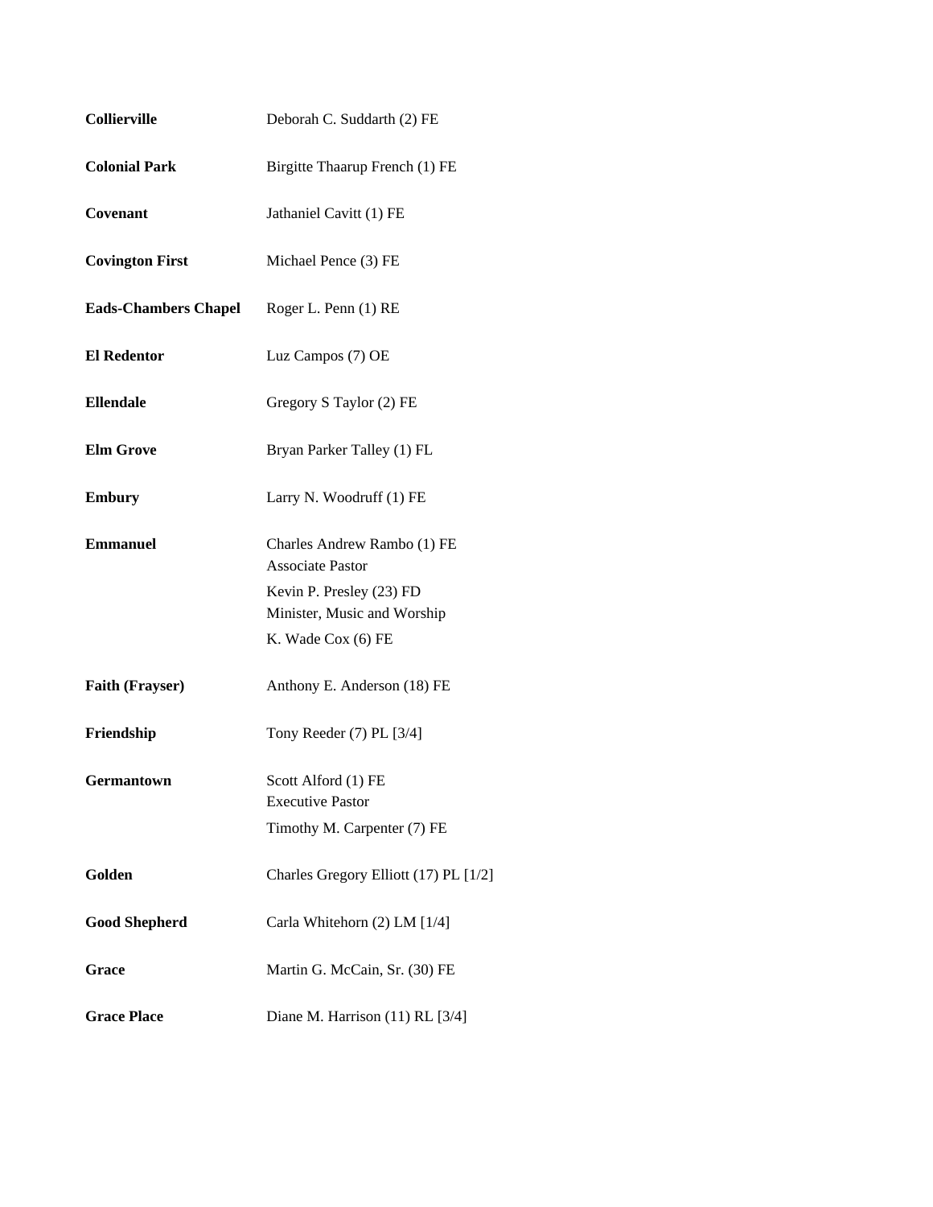| | |
|---|---|
| **Collierville** | Deborah C. Suddarth (2) FE |
| **Colonial Park** | Birgitte Thaarup French (1) FE |
| **Covenant** | Jathaniel Cavitt (1) FE |
| **Covington First** | Michael Pence (3) FE |
| **Eads-Chambers Chapel** | Roger L. Penn (1) RE |
| **El Redentor** | Luz Campos (7) OE |
| **Ellendale** | Gregory S Taylor (2) FE |
| **Elm Grove** | Bryan Parker Talley (1) FL |
| **Embury** | Larry N. Woodruff (1) FE |
| **Emmanuel** | Charles Andrew Rambo (1) FE |
| | Associate Pastor |
| | Kevin P. Presley (23) FD |
| | Minister, Music and Worship |
| | K. Wade Cox (6) FE |
| **Faith (Frayser)** | Anthony E. Anderson (18) FE |
| **Friendship** | Tony Reeder (7) PL [3/4] |
| **Germantown** | Scott Alford (1) FE |
| | Executive Pastor |
| | Timothy M. Carpenter (7) FE |
| **Golden** | Charles Gregory Elliott (17) PL [1/2] |
| **Good Shepherd** | Carla Whitehorn (2) LM [1/4] |
| **Grace** | Martin G. McCain, Sr. (30) FE |
| **Grace Place** | Diane M. Harrison (11) RL [3/4] |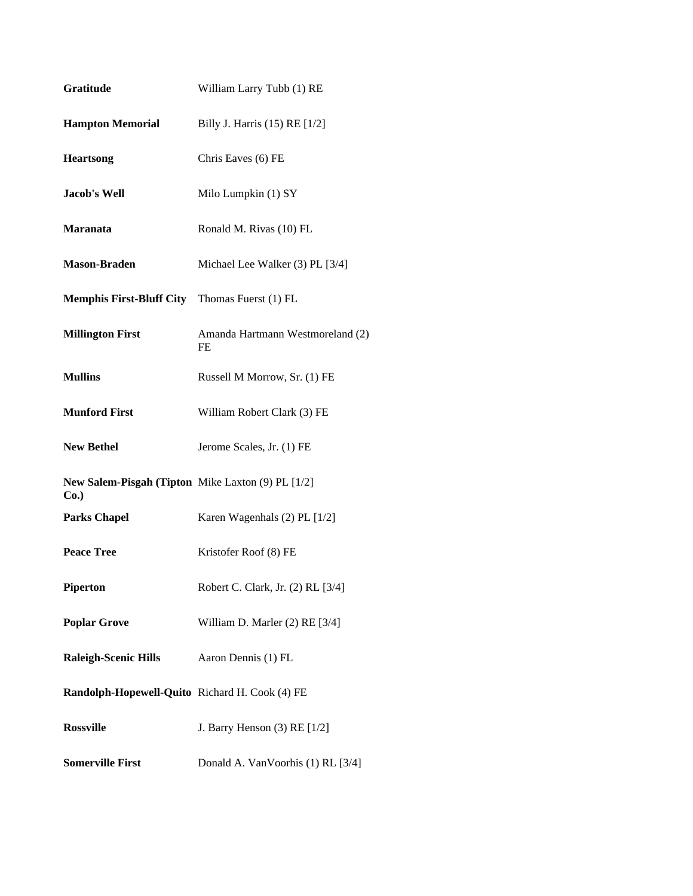| | |
|---|---|
| **Gratitude** | William Larry Tubb (1) RE |
| **Hampton Memorial** | Billy J. Harris (15) RE [1/2] |
| **Heartsong** | Chris Eaves (6) FE |
| **Jacob's Well** | Milo Lumpkin (1) SY |
| **Maranata** | Ronald M. Rivas (10) FL |
| **Mason-Braden** | Michael Lee Walker (3) PL [3/4] |
| **Memphis First-Bluff City** | Thomas Fuerst (1) FL |
| **Millington First** | Amanda Hartmann Westmoreland (2) FE |
| **Mullins** | Russell M Morrow, Sr. (1) FE |
| **Munford First** | William Robert Clark (3) FE |
| **New Bethel** | Jerome Scales, Jr. (1) FE |
| **New Salem-Pisgah (Tipton Co.)** | Mike Laxton (9) PL [1/2] |
| **Parks Chapel** | Karen Wagenhals (2) PL [1/2] |
| **Peace Tree** | Kristofer Roof (8) FE |
| **Piperton** | Robert C. Clark, Jr. (2) RL [3/4] |
| **Poplar Grove** | William D. Marler (2) RE [3/4] |
| **Raleigh-Scenic Hills** | Aaron Dennis (1) FL |
| **Randolph-Hopewell-Quito** | Richard H. Cook (4) FE |
| **Rossville** | J. Barry Henson (3) RE [1/2] |
| **Somerville First** | Donald A. VanVoorhis (1) RL [3/4] |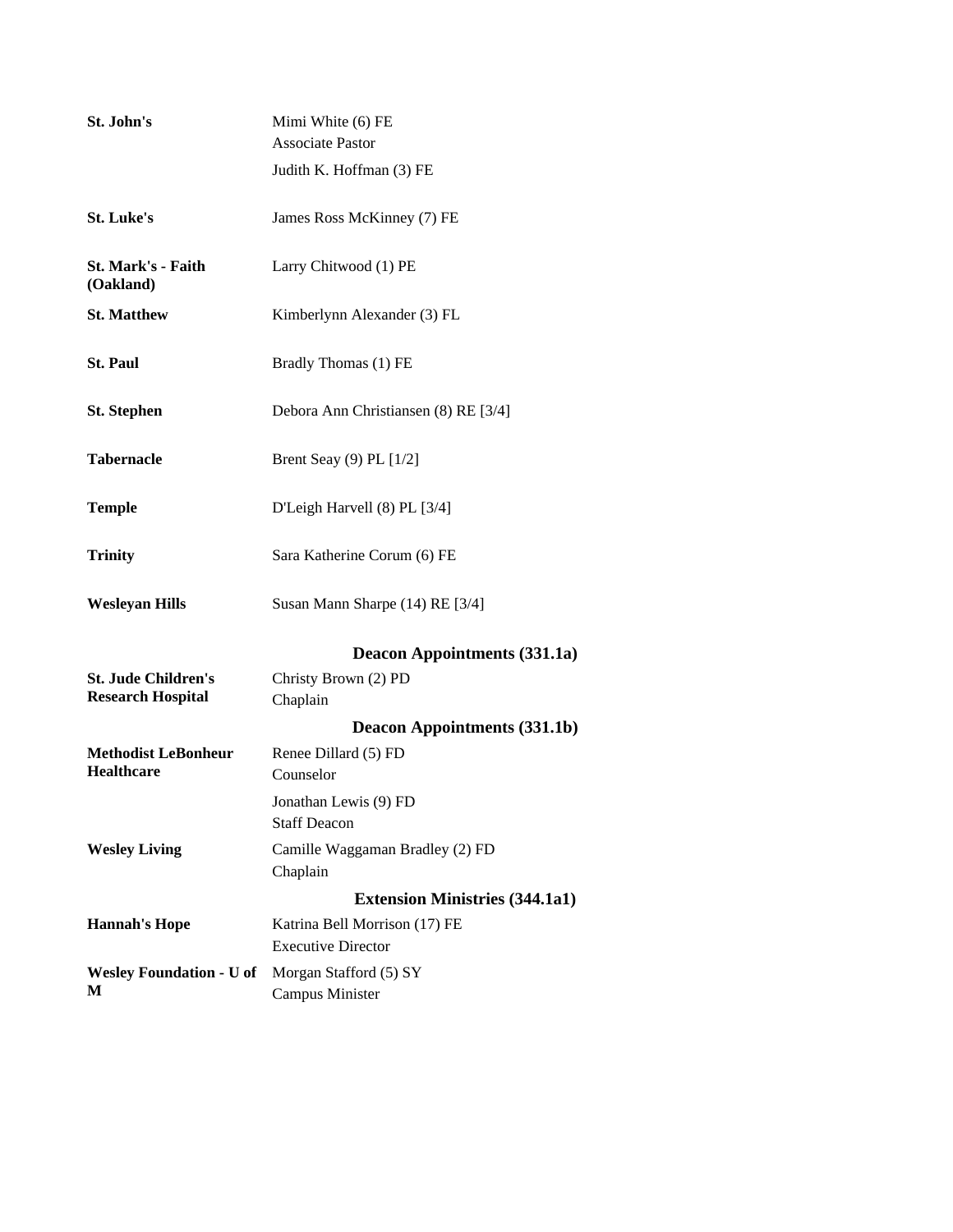| | |
|---|---|
| **St. John's** | Mimi White (6) FE<br>Associate Pastor<br>Judith K. Hoffman (3) FE |
| **St. Luke's** | James Ross McKinney (7) FE |
| **St. Mark's - Faith (Oakland)** | Larry Chitwood (1) PE |
| **St. Matthew** | Kimberlynn Alexander (3) FL |
| **St. Paul** | Bradly Thomas (1) FE |
| **St. Stephen** | Debora Ann Christiansen (8) RE [3/4] |
| **Tabernacle** | Brent Seay (9) PL [1/2] |
| **Temple** | D'Leigh Harvell (8) PL [3/4] |
| **Trinity** | Sara Katherine Corum (6) FE |
| **Wesleyan Hills** | Susan Mann Sharpe (14) RE [3/4] |

### Deacon Appointments (331.1a)

| | |
|---|---|
| **St. Jude Children's Research Hospital** | Christy Brown (2) PD<br>Chaplain |

### Deacon Appointments (331.1b)

| | |
|---|---|
| **Methodist LeBonheur Healthcare** | Renee Dillard (5) FD<br>Counselor<br>Jonathan Lewis (9) FD<br>Staff Deacon |
| **Wesley Living** | Camille Waggaman Bradley (2) FD<br>Chaplain |

### Extension Ministries (344.1a1)

| | |
|---|---|
| **Hannah's Hope** | Katrina Bell Morrison (17) FE<br>Executive Director |
| **Wesley Foundation - U of M** | Morgan Stafford (5) SY<br>Campus Minister |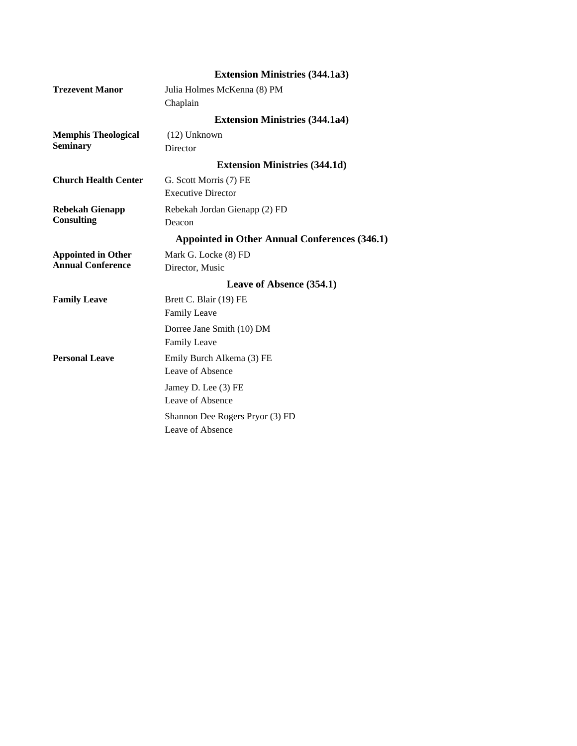### Extension Ministries (344.1a3)

| | |
|---|---|
| **Trezevent Manor** | Julia Holmes McKenna (8) PM<br>Chaplain |

### Extension Ministries (344.1a4)

| | |
|---|---|
| **Memphis Theological Seminary** | (12) Unknown<br>Director |

### Extension Ministries (344.1d)

| | |
|---|---|
| **Church Health Center** | G. Scott Morris (7) FE<br>Executive Director |
| **Rebekah Gienapp Consulting** | Rebekah Jordan Gienapp (2) FD<br>Deacon |

### Appointed in Other Annual Conferences (346.1)

| | |
|---|---|
| **Appointed in Other Annual Conference** | Mark G. Locke (8) FD<br>Director, Music |

### Leave of Absence (354.1)

| | |
|---|---|
| **Family Leave** | Brett C. Blair (19) FE<br>Family Leave |
| | Dorree Jane Smith (10) DM<br>Family Leave |
| **Personal Leave** | Emily Burch Alkema (3) FE<br>Leave of Absence |
| | Jamey D. Lee (3) FE<br>Leave of Absence |
| | Shannon Dee Rogers Pryor (3) FD<br>Leave of Absence |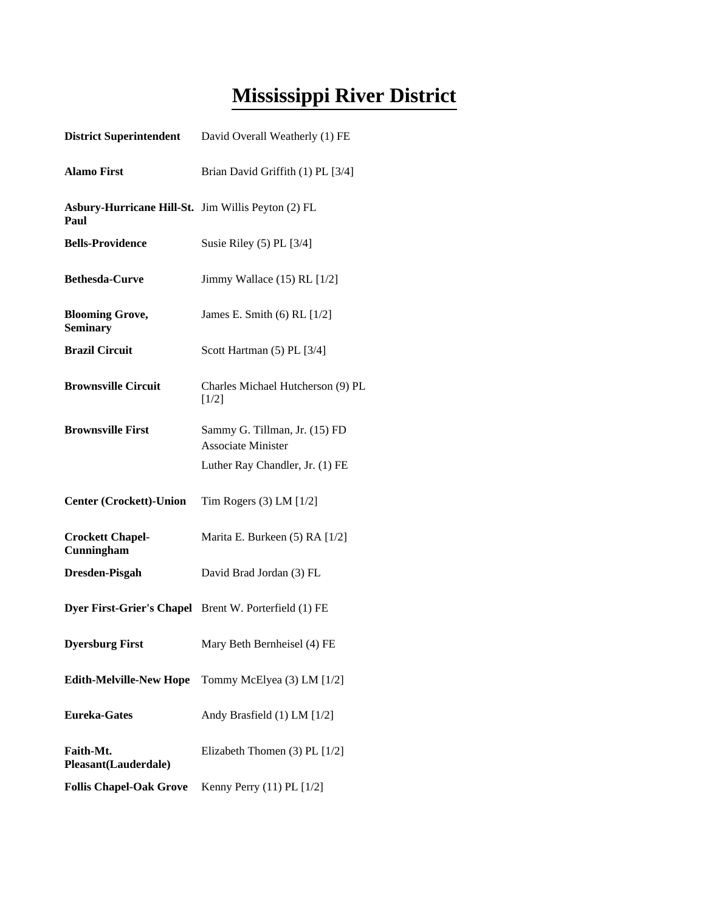# Mississippi River District

| | |
|---|---|
| **District Superintendent** | David Overall Weatherly (1) FE |
| **Alamo First** | Brian David Griffith (1) PL [3/4] |
| **Asbury-Hurricane Hill-St. Paul** | Jim Willis Peyton (2) FL |
| **Bells-Providence** | Susie Riley (5) PL [3/4] |
| **Bethesda-Curve** | Jimmy Wallace (15) RL [1/2] |
| **Blooming Grove, Seminary** | James E. Smith (6) RL [1/2] |
| **Brazil Circuit** | Scott Hartman (5) PL [3/4] |
| **Brownsville Circuit** | Charles Michael Hutcherson (9) PL [1/2] |
| **Brownsville First** | Sammy G. Tillman, Jr. (15) FD |
| | Associate Minister |
| | Luther Ray Chandler, Jr. (1) FE |
| **Center (Crockett)-Union** | Tim Rogers (3) LM [1/2] |
| **Crockett Chapel-Cunningham** | Marita E. Burkeen (5) RA [1/2] |
| **Dresden-Pisgah** | David Brad Jordan (3) FL |
| **Dyer First-Grier's Chapel** | Brent W. Porterfield (1) FE |
| **Dyersburg First** | Mary Beth Bernheisel (4) FE |
| **Edith-Melville-New Hope** | Tommy McElyea (3) LM [1/2] |
| **Eureka-Gates** | Andy Brasfield (1) LM [1/2] |
| **Faith-Mt. Pleasant(Lauderdale)** | Elizabeth Thomen (3) PL [1/2] |
| **Follis Chapel-Oak Grove** | Kenny Perry (11) PL [1/2] |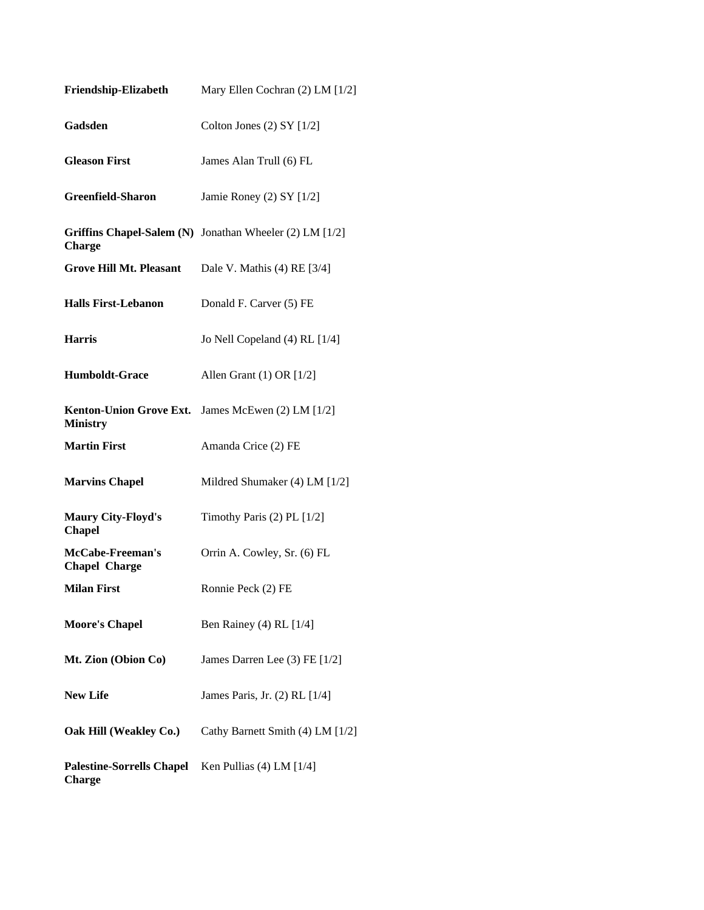| | |
|---|---|
| **Friendship-Elizabeth** | Mary Ellen Cochran (2) LM [1/2] |
| **Gadsden** | Colton Jones (2) SY [1/2] |
| **Gleason First** | James Alan Trull (6) FL |
| **Greenfield-Sharon** | Jamie Roney (2) SY [1/2] |
| **Griffins Chapel-Salem (N) Charge** | Jonathan Wheeler (2) LM [1/2] |
| **Grove Hill Mt. Pleasant** | Dale V. Mathis (4) RE [3/4] |
| **Halls First-Lebanon** | Donald F. Carver (5) FE |
| **Harris** | Jo Nell Copeland (4) RL [1/4] |
| **Humboldt-Grace** | Allen Grant (1) OR [1/2] |
| **Kenton-Union Grove Ext. Ministry** | James McEwen (2) LM [1/2] |
| **Martin First** | Amanda Crice (2) FE |
| **Marvins Chapel** | Mildred Shumaker (4) LM [1/2] |
| **Maury City-Floyd's Chapel** | Timothy Paris (2) PL [1/2] |
| **McCabe-Freeman's Chapel Charge** | Orrin A. Cowley, Sr. (6) FL |
| **Milan First** | Ronnie Peck (2) FE |
| **Moore's Chapel** | Ben Rainey (4) RL [1/4] |
| **Mt. Zion (Obion Co)** | James Darren Lee (3) FE [1/2] |
| **New Life** | James Paris, Jr. (2) RL [1/4] |
| **Oak Hill (Weakley Co.)** | Cathy Barnett Smith (4) LM [1/2] |
| **Palestine-Sorrells Chapel Charge** | Ken Pullias (4) LM [1/4] |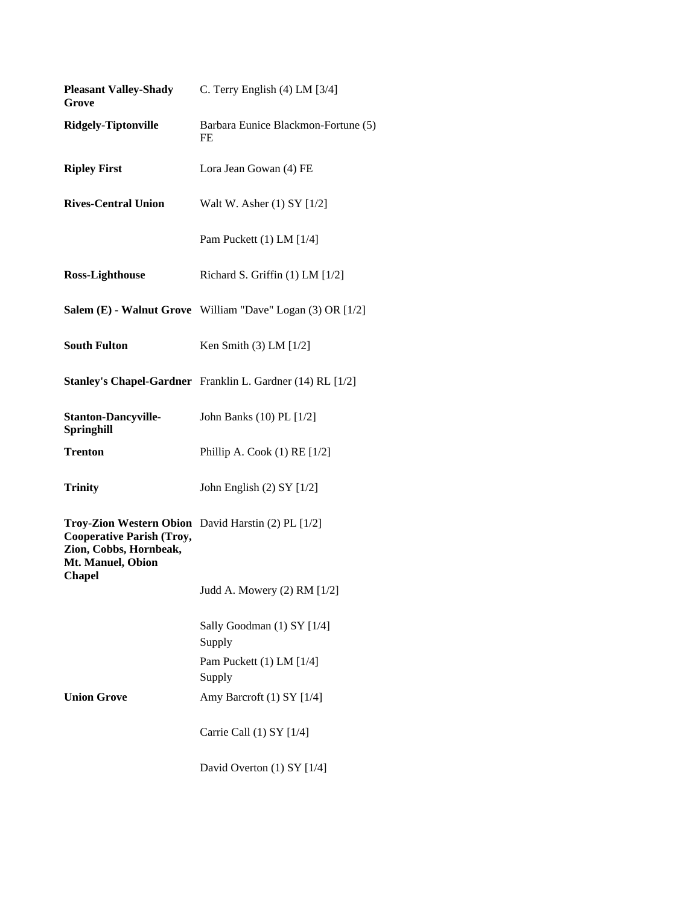| | |
|---|---|
| **Pleasant Valley-Shady Grove** | C. Terry English (4) LM [3/4] |
| **Ridgely-Tiptonville** | Barbara Eunice Blackmon-Fortune (5) FE |
| **Ripley First** | Lora Jean Gowan (4) FE |
| **Rives-Central Union** | Walt W. Asher (1) SY [1/2] |
| | Pam Puckett (1) LM [1/4] |
| **Ross-Lighthouse** | Richard S. Griffin (1) LM [1/2] |
| **Salem (E) - Walnut Grove** | William "Dave" Logan (3) OR [1/2] |
| **South Fulton** | Ken Smith (3) LM [1/2] |
| **Stanley's Chapel-Gardner** | Franklin L. Gardner (14) RL [1/2] |
| **Stanton-Dancyville-Springhill** | John Banks (10) PL [1/2] |
| **Trenton** | Phillip A. Cook (1) RE [1/2] |
| **Trinity** | John English (2) SY [1/2] |
| **Troy-Zion Western Obion Cooperative Parish (Troy, Zion, Cobbs, Hornbeak, Mt. Manuel, Obion Chapel** | David Harstin (2) PL [1/2] |
| | Judd A. Mowery (2) RM [1/2] |
| | Sally Goodman (1) SY [1/4] Supply |
| | Pam Puckett (1) LM [1/4] Supply |
| **Union Grove** | Amy Barcroft (1) SY [1/4] |
| | Carrie Call (1) SY [1/4] |
| | David Overton (1) SY [1/4] |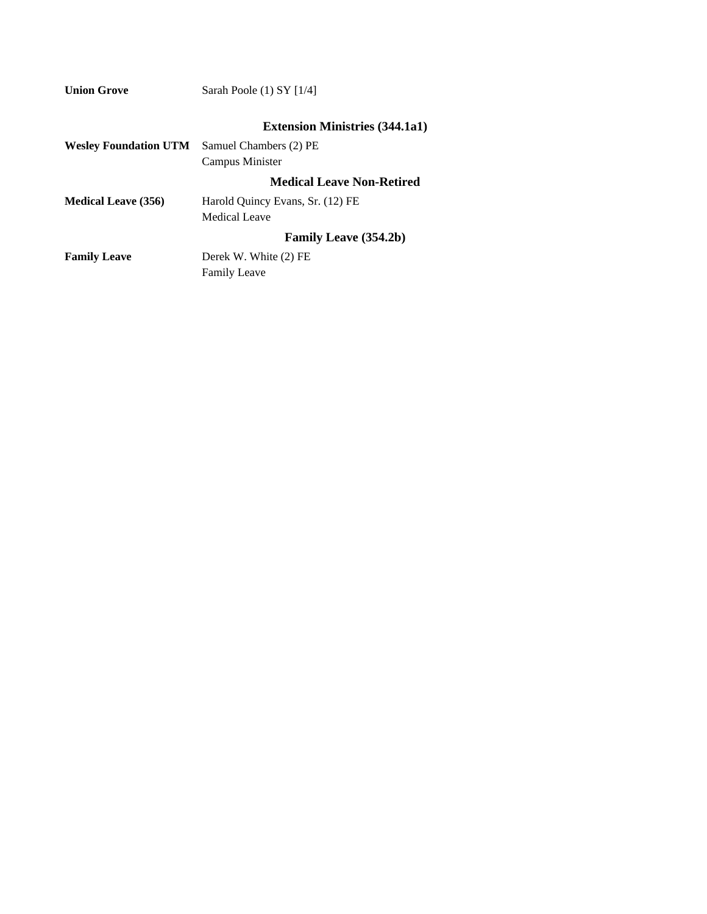| | |
|---|---|
| **Union Grove** | Sarah Poole (1) SY [1/4] |

### Extension Ministries (344.1a1)

| | |
|---|---|
| **Wesley Foundation UTM** | Samuel Chambers (2) PE<br>Campus Minister |

### Medical Leave Non-Retired

| | |
|---|---|
| **Medical Leave (356)** | Harold Quincy Evans, Sr. (12) FE<br>Medical Leave |

### Family Leave (354.2b)

| | |
|---|---|
| **Family Leave** | Derek W. White (2) FE<br>Family Leave |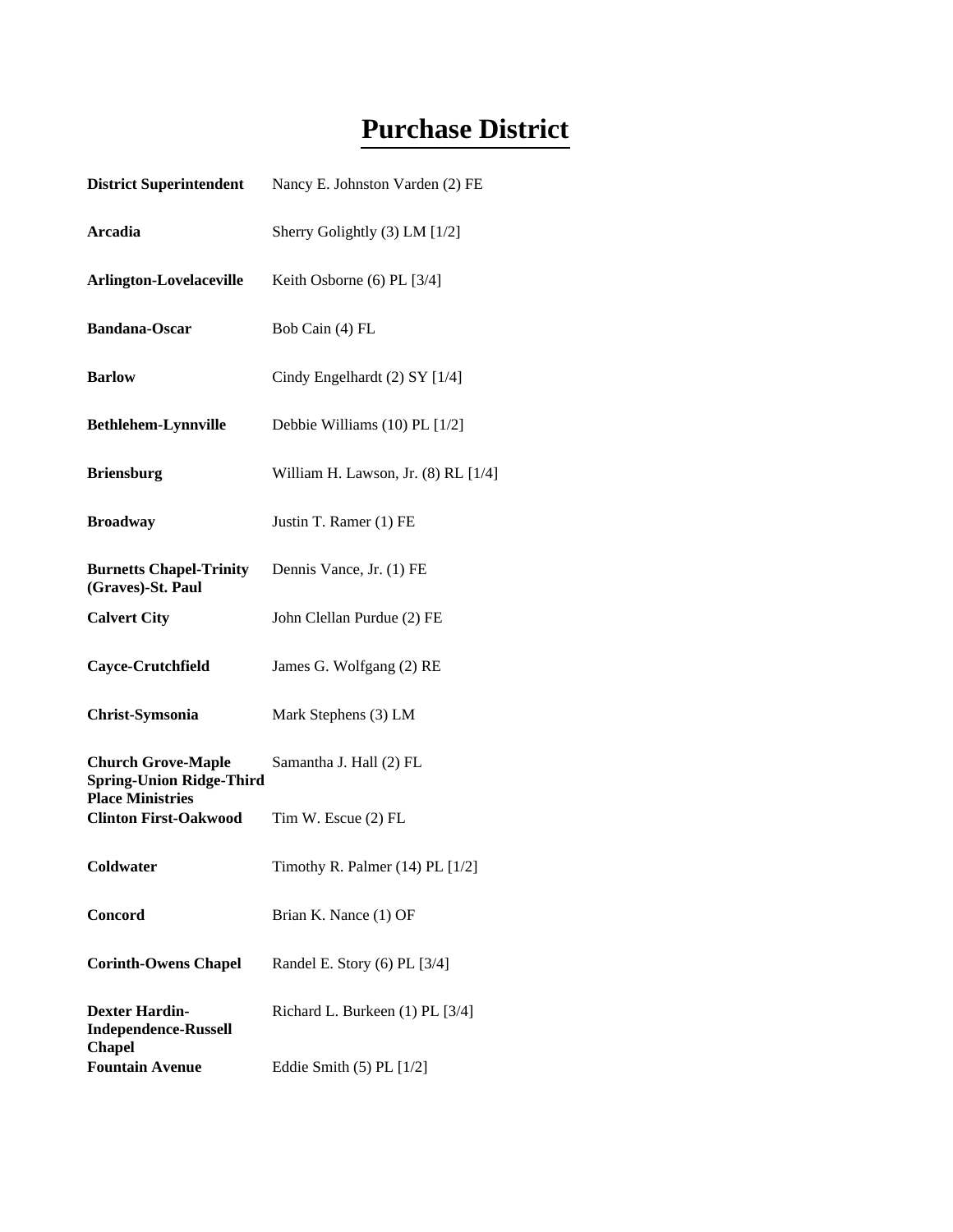# Purchase District

| | |
|---|---|
| **District Superintendent** | Nancy E. Johnston Varden (2) FE |
| **Arcadia** | Sherry Golightly (3) LM [1/2] |
| **Arlington-Lovelaceville** | Keith Osborne (6) PL [3/4] |
| **Bandana-Oscar** | Bob Cain (4) FL |
| **Barlow** | Cindy Engelhardt (2) SY [1/4] |
| **Bethlehem-Lynnville** | Debbie Williams (10) PL [1/2] |
| **Briensburg** | William H. Lawson, Jr. (8) RL [1/4] |
| **Broadway** | Justin T. Ramer (1) FE |
| **Burnetts Chapel-Trinity (Graves)-St. Paul** | Dennis Vance, Jr. (1) FE |
| **Calvert City** | John Clellan Purdue (2) FE |
| **Cayce-Crutchfield** | James G. Wolfgang (2) RE |
| **Christ-Symsonia** | Mark Stephens (3) LM |
| **Church Grove-Maple Spring-Union Ridge-Third Place Ministries** | Samantha J. Hall (2) FL |
| **Clinton First-Oakwood** | Tim W. Escue (2) FL |
| **Coldwater** | Timothy R. Palmer (14) PL [1/2] |
| **Concord** | Brian K. Nance (1) OF |
| **Corinth-Owens Chapel** | Randel E. Story (6) PL [3/4] |
| **Dexter Hardin-Independence-Russell Chapel** | Richard L. Burkeen (1) PL [3/4] |
| **Fountain Avenue** | Eddie Smith (5) PL [1/2] |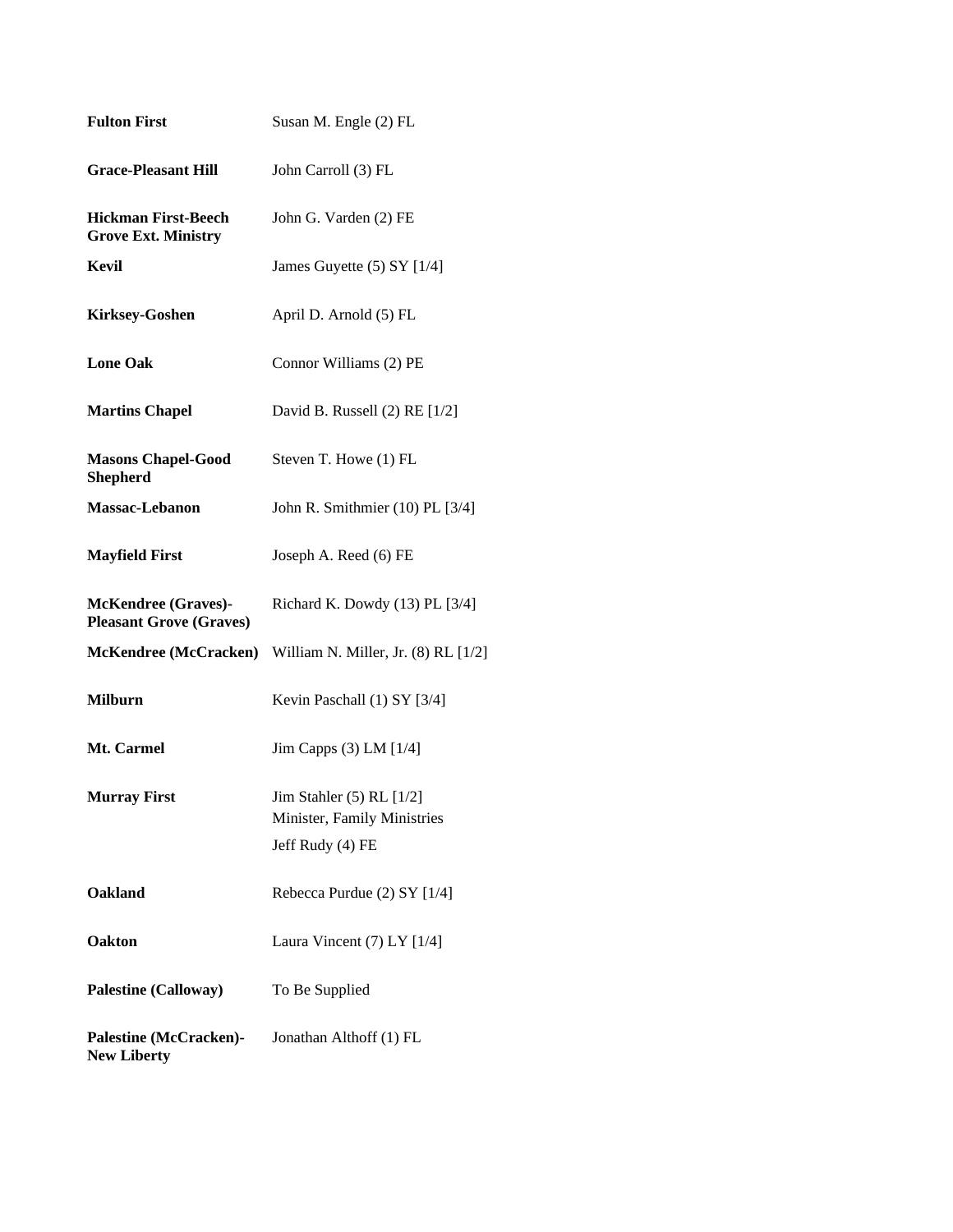| | |
|---|---|
| **Fulton First** | Susan M. Engle (2) FL |
| **Grace-Pleasant Hill** | John Carroll (3) FL |
| **Hickman First-Beech Grove Ext. Ministry** | John G. Varden (2) FE |
| **Kevil** | James Guyette (5) SY [1/4] |
| **Kirksey-Goshen** | April D. Arnold (5) FL |
| **Lone Oak** | Connor Williams (2) PE |
| **Martins Chapel** | David B. Russell (2) RE [1/2] |
| **Masons Chapel-Good Shepherd** | Steven T. Howe (1) FL |
| **Massac-Lebanon** | John R. Smithmier (10) PL [3/4] |
| **Mayfield First** | Joseph A. Reed (6) FE |
| **McKendree (Graves)-Pleasant Grove (Graves)** | Richard K. Dowdy (13) PL [3/4] |
| **McKendree (McCracken)** | William N. Miller, Jr. (8) RL [1/2] |
| **Milburn** | Kevin Paschall (1) SY [3/4] |
| **Mt. Carmel** | Jim Capps (3) LM [1/4] |
| **Murray First** | Jim Stahler (5) RL [1/2]<br>Minister, Family Ministries<br>Jeff Rudy (4) FE |
| **Oakland** | Rebecca Purdue (2) SY [1/4] |
| **Oakton** | Laura Vincent (7) LY [1/4] |
| **Palestine (Calloway)** | To Be Supplied |
| **Palestine (McCracken)-New Liberty** | Jonathan Althoff (1) FL |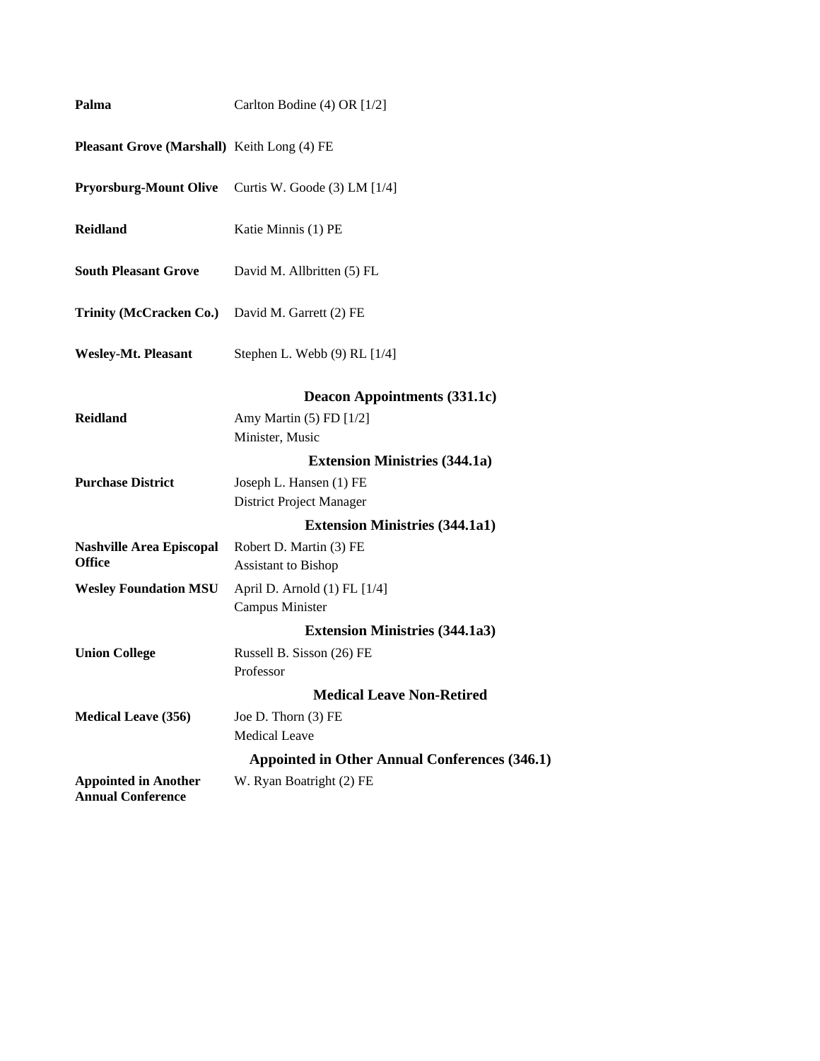**Palma** Carlton Bodine (4) OR [1/2]

**Pleasant Grove (Marshall)** Keith Long (4) FE

**Pryorsburg-Mount Olive** Curtis W. Goode (3) LM [1/4]

**Reidland** Katie Minnis (1) PE

**South Pleasant Grove** David M. Allbritten (5) FL

**Trinity (McCracken Co.)** David M. Garrett (2) FE

**Wesley-Mt. Pleasant** Stephen L. Webb (9) RL [1/4]

### Deacon Appointments (331.1c)

**Reidland** Amy Martin (5) FD [1/2]
Minister, Music

### Extension Ministries (344.1a)

**Purchase District** Joseph L. Hansen (1) FE
District Project Manager

### Extension Ministries (344.1a1)

**Nashville Area Episcopal Office** Robert D. Martin (3) FE
Assistant to Bishop

**Wesley Foundation MSU** April D. Arnold (1) FL [1/4]
Campus Minister

### Extension Ministries (344.1a3)

**Union College** Russell B. Sisson (26) FE
Professor

### Medical Leave Non-Retired

**Medical Leave (356)** Joe D. Thorn (3) FE
Medical Leave

### Appointed in Other Annual Conferences (346.1)

**Appointed in Another Annual Conference** W. Ryan Boatright (2) FE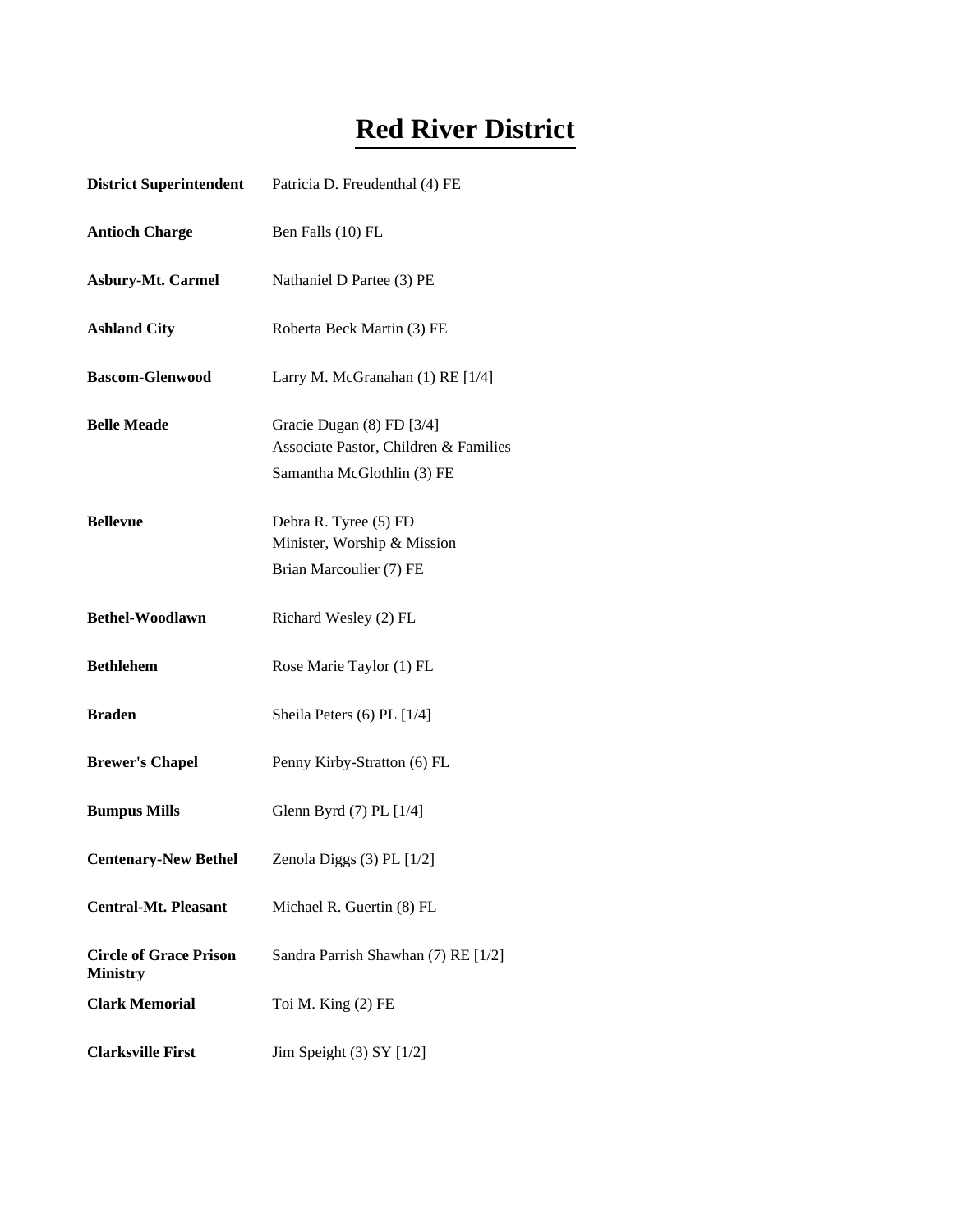# Red River District

| | |
|---|---|
| **District Superintendent** | Patricia D. Freudenthal (4) FE |
| **Antioch Charge** | Ben Falls (10) FL |
| **Asbury-Mt. Carmel** | Nathaniel D Partee (3) PE |
| **Ashland City** | Roberta Beck Martin (3) FE |
| **Bascom-Glenwood** | Larry M. McGranahan (1) RE [1/4] |
| **Belle Meade** | Gracie Dugan (8) FD [3/4] |
| | Associate Pastor, Children & Families |
| | Samantha McGlothlin (3) FE |
| **Bellevue** | Debra R. Tyree (5) FD |
| | Minister, Worship & Mission |
| | Brian Marcoulier (7) FE |
| **Bethel-Woodlawn** | Richard Wesley (2) FL |
| **Bethlehem** | Rose Marie Taylor (1) FL |
| **Braden** | Sheila Peters (6) PL [1/4] |
| **Brewer's Chapel** | Penny Kirby-Stratton (6) FL |
| **Bumpus Mills** | Glenn Byrd (7) PL [1/4] |
| **Centenary-New Bethel** | Zenola Diggs (3) PL [1/2] |
| **Central-Mt. Pleasant** | Michael R. Guertin (8) FL |
| **Circle of Grace Prison Ministry** | Sandra Parrish Shawhan (7) RE [1/2] |
| **Clark Memorial** | Toi M. King (2) FE |
| **Clarksville First** | Jim Speight (3) SY [1/2] |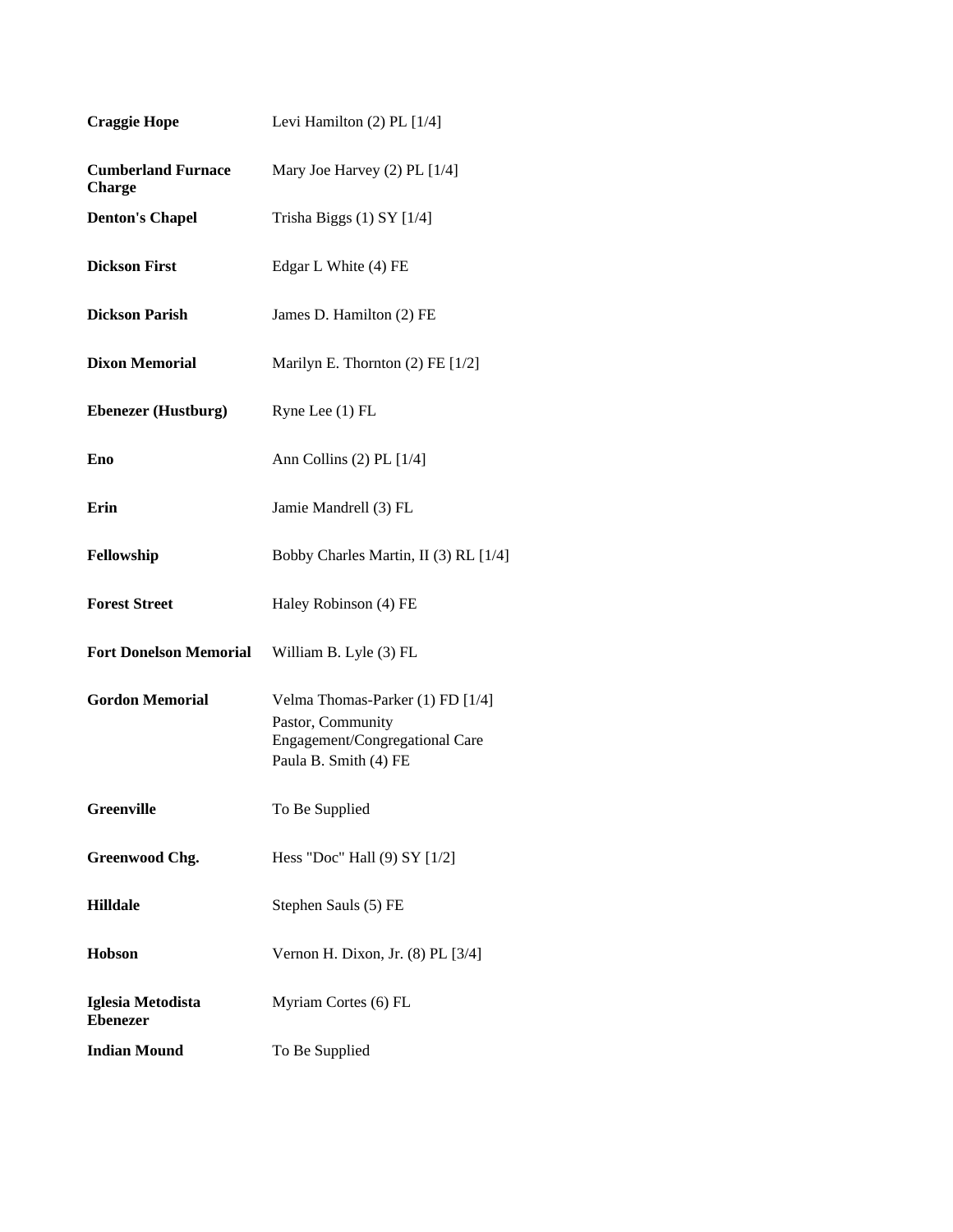| | |
|---|---|
| **Craggie Hope** | Levi Hamilton (2) PL [1/4] |
| **Cumberland Furnace Charge** | Mary Joe Harvey (2) PL [1/4] |
| **Denton's Chapel** | Trisha Biggs (1) SY [1/4] |
| **Dickson First** | Edgar L White (4) FE |
| **Dickson Parish** | James D. Hamilton (2) FE |
| **Dixon Memorial** | Marilyn E. Thornton (2) FE [1/2] |
| **Ebenezer (Hustburg)** | Ryne Lee (1) FL |
| **Eno** | Ann Collins (2) PL [1/4] |
| **Erin** | Jamie Mandrell (3) FL |
| **Fellowship** | Bobby Charles Martin, II (3) RL [1/4] |
| **Forest Street** | Haley Robinson (4) FE |
| **Fort Donelson Memorial** | William B. Lyle (3) FL |
| **Gordon Memorial** | Velma Thomas-Parker (1) FD [1/4]<br>Pastor, Community Engagement/Congregational Care<br>Paula B. Smith (4) FE |
| **Greenville** | To Be Supplied |
| **Greenwood Chg.** | Hess "Doc" Hall (9) SY [1/2] |
| **Hilldale** | Stephen Sauls (5) FE |
| **Hobson** | Vernon H. Dixon, Jr. (8) PL [3/4] |
| **Iglesia Metodista Ebenezer** | Myriam Cortes (6) FL |
| **Indian Mound** | To Be Supplied |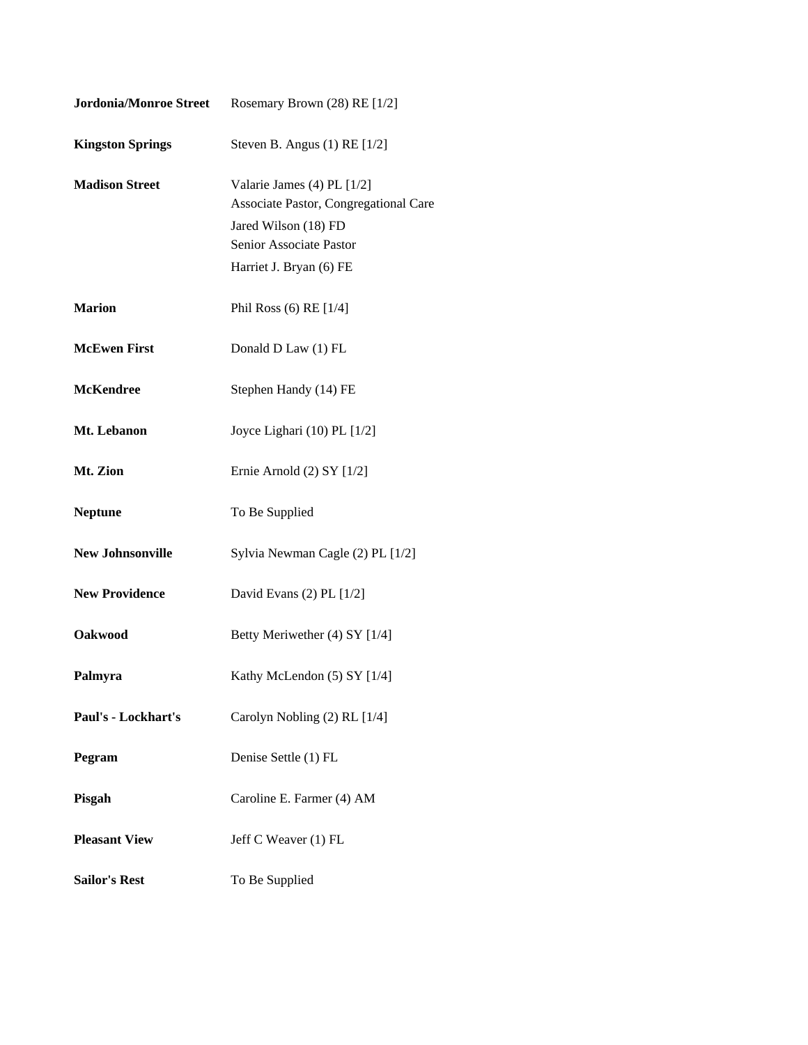| | |
|---|---|
| **Jordonia/Monroe Street** | Rosemary Brown (28) RE [1/2] |
| **Kingston Springs** | Steven B. Angus (1) RE [1/2] |
| **Madison Street** | Valarie James (4) PL [1/2]<br>Associate Pastor, Congregational Care<br>Jared Wilson (18) FD<br>Senior Associate Pastor<br>Harriet J. Bryan (6) FE |
| **Marion** | Phil Ross (6) RE [1/4] |
| **McEwen First** | Donald D Law (1) FL |
| **McKendree** | Stephen Handy (14) FE |
| **Mt. Lebanon** | Joyce Lighari (10) PL [1/2] |
| **Mt. Zion** | Ernie Arnold (2) SY [1/2] |
| **Neptune** | To Be Supplied |
| **New Johnsonville** | Sylvia Newman Cagle (2) PL [1/2] |
| **New Providence** | David Evans (2) PL [1/2] |
| **Oakwood** | Betty Meriwether (4) SY [1/4] |
| **Palmyra** | Kathy McLendon (5) SY [1/4] |
| **Paul's - Lockhart's** | Carolyn Nobling (2) RL [1/4] |
| **Pegram** | Denise Settle (1) FL |
| **Pisgah** | Caroline E. Farmer (4) AM |
| **Pleasant View** | Jeff C Weaver (1) FL |
| **Sailor's Rest** | To Be Supplied |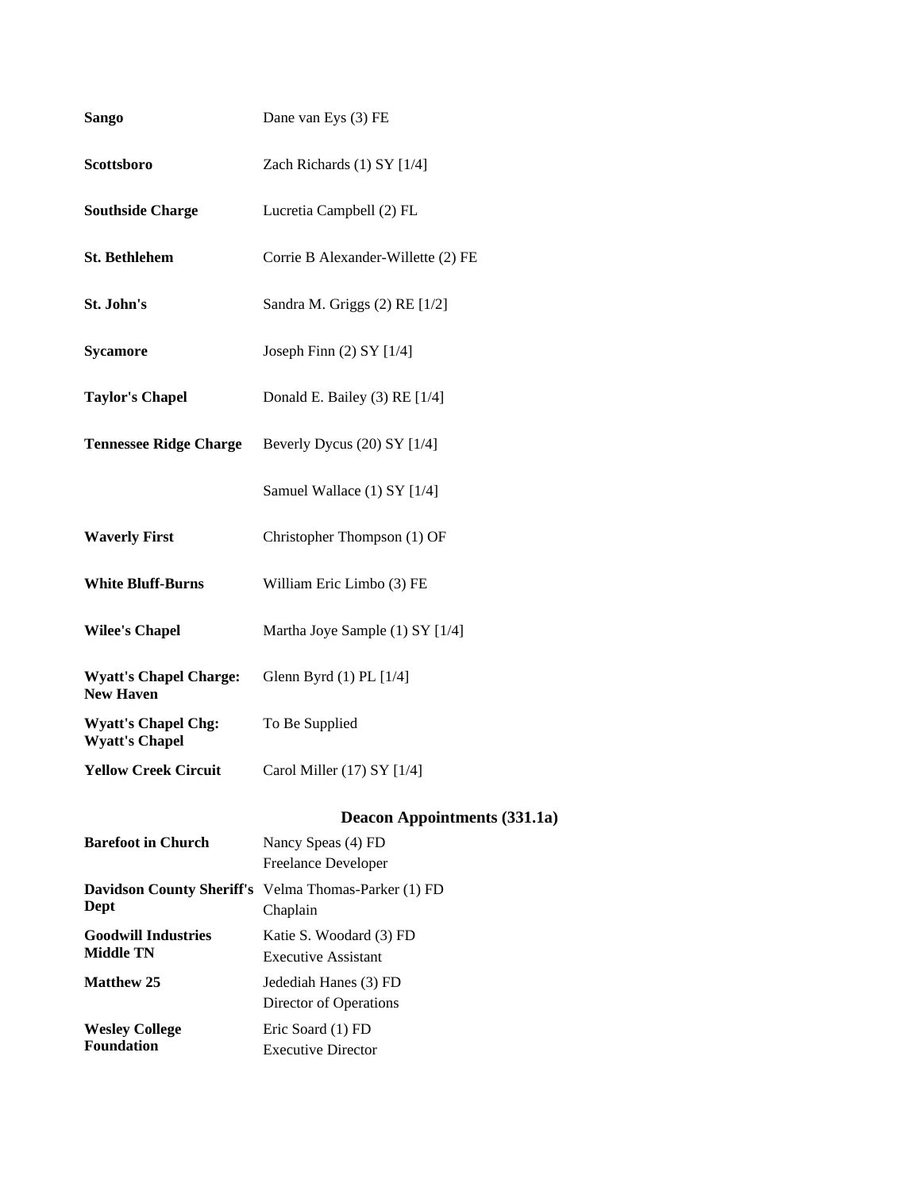| | |
|---|---|
| **Sango** | Dane van Eys (3) FE |
| **Scottsboro** | Zach Richards (1) SY [1/4] |
| **Southside Charge** | Lucretia Campbell (2) FL |
| **St. Bethlehem** | Corrie B Alexander-Willette (2) FE |
| **St. John's** | Sandra M. Griggs (2) RE [1/2] |
| **Sycamore** | Joseph Finn (2) SY [1/4] |
| **Taylor's Chapel** | Donald E. Bailey (3) RE [1/4] |
| **Tennessee Ridge Charge** | Beverly Dycus (20) SY [1/4] |
| | Samuel Wallace (1) SY [1/4] |
| **Waverly First** | Christopher Thompson (1) OF |
| **White Bluff-Burns** | William Eric Limbo (3) FE |
| **Wilee's Chapel** | Martha Joye Sample (1) SY [1/4] |
| **Wyatt's Chapel Charge: New Haven** | Glenn Byrd (1) PL [1/4] |
| **Wyatt's Chapel Chg: Wyatt's Chapel** | To Be Supplied |
| **Yellow Creek Circuit** | Carol Miller (17) SY [1/4] |

## Deacon Appointments (331.1a)

| | |
|---|---|
| **Barefoot in Church** | Nancy Speas (4) FD<br>Freelance Developer |
| **Davidson County Sheriff's Dept** | Velma Thomas-Parker (1) FD<br>Chaplain |
| **Goodwill Industries Middle TN** | Katie S. Woodard (3) FD<br>Executive Assistant |
| **Matthew 25** | Jedediah Hanes (3) FD<br>Director of Operations |
| **Wesley College Foundation** | Eric Soard (1) FD<br>Executive Director |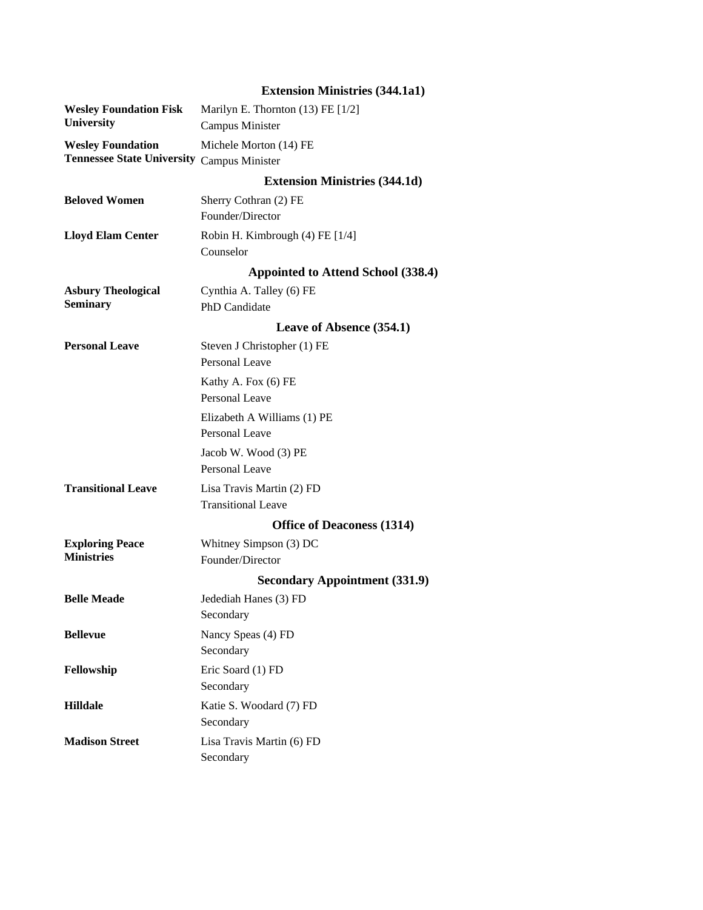### Extension Ministries (344.1a1)

| | |
|---|---|
| **Wesley Foundation Fisk University** | Marilyn E. Thornton (13) FE [1/2]<br>Campus Minister |
| **Wesley Foundation Tennessee State University** | Michele Morton (14) FE<br>Campus Minister |

### Extension Ministries (344.1d)

| | |
|---|---|
| **Beloved Women** | Sherry Cothran (2) FE<br>Founder/Director |
| **Lloyd Elam Center** | Robin H. Kimbrough (4) FE [1/4]<br>Counselor |

### Appointed to Attend School (338.4)

| | |
|---|---|
| **Asbury Theological Seminary** | Cynthia A. Talley (6) FE<br>PhD Candidate |

### Leave of Absence (354.1)

| | |
|---|---|
| **Personal Leave** | Steven J Christopher (1) FE<br>Personal Leave |
| | Kathy A. Fox (6) FE<br>Personal Leave |
| | Elizabeth A Williams (1) PE<br>Personal Leave |
| | Jacob W. Wood (3) PE<br>Personal Leave |
| **Transitional Leave** | Lisa Travis Martin (2) FD<br>Transitional Leave |

### Office of Deaconess (1314)

| | |
|---|---|
| **Exploring Peace Ministries** | Whitney Simpson (3) DC<br>Founder/Director |

### Secondary Appointment (331.9)

| | |
|---|---|
| **Belle Meade** | Jedediah Hanes (3) FD<br>Secondary |
| **Bellevue** | Nancy Speas (4) FD<br>Secondary |
| **Fellowship** | Eric Soard (1) FD<br>Secondary |
| **Hilldale** | Katie S. Woodard (7) FD<br>Secondary |
| **Madison Street** | Lisa Travis Martin (6) FD<br>Secondary |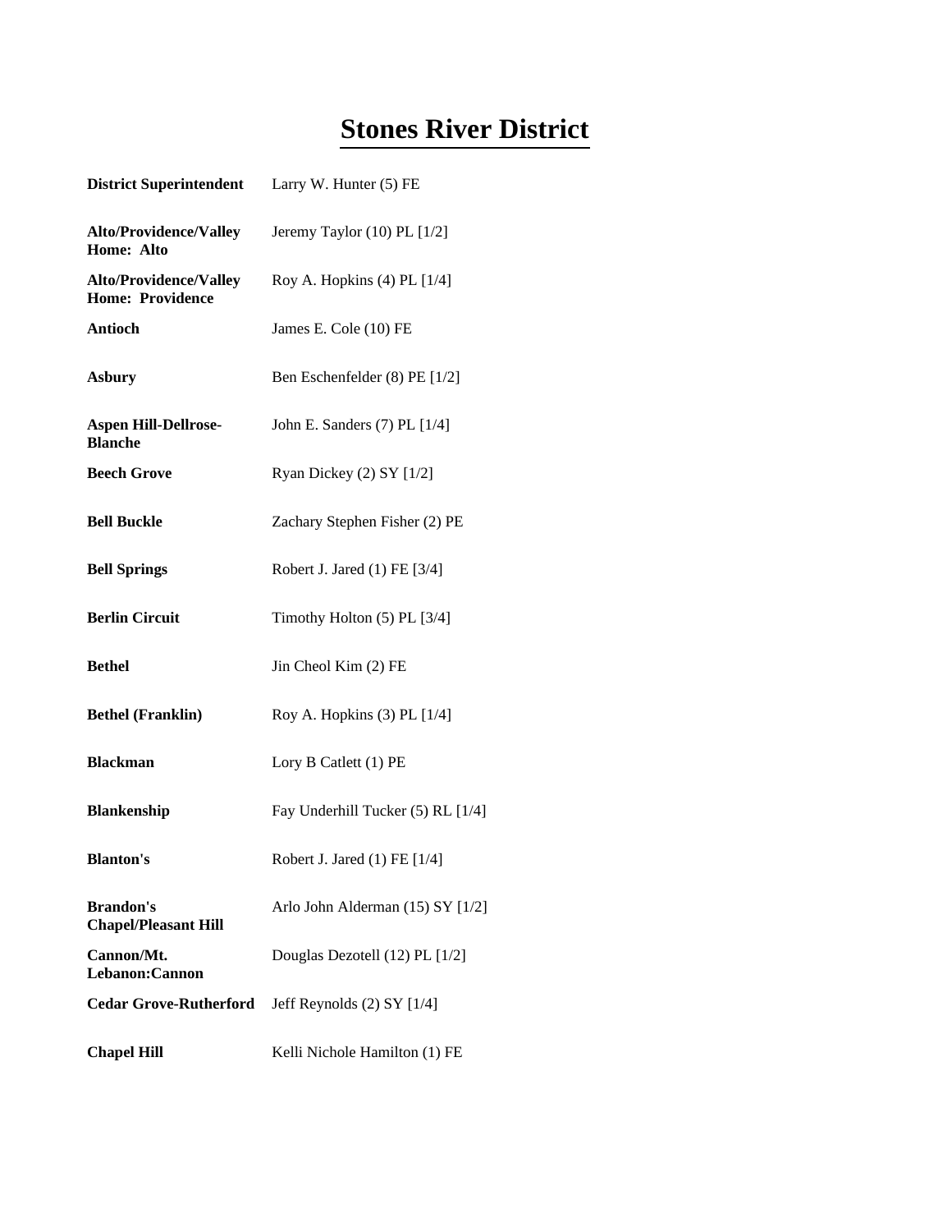# Stones River District

| | |
|---|---|
| **District Superintendent** | Larry W. Hunter (5) FE |
| **Alto/Providence/Valley Home: Alto** | Jeremy Taylor (10) PL [1/2] |
| **Alto/Providence/Valley Home: Providence** | Roy A. Hopkins (4) PL [1/4] |
| **Antioch** | James E. Cole (10) FE |
| **Asbury** | Ben Eschenfelder (8) PE [1/2] |
| **Aspen Hill-Dellrose-Blanche** | John E. Sanders (7) PL [1/4] |
| **Beech Grove** | Ryan Dickey (2) SY [1/2] |
| **Bell Buckle** | Zachary Stephen Fisher (2) PE |
| **Bell Springs** | Robert J. Jared (1) FE [3/4] |
| **Berlin Circuit** | Timothy Holton (5) PL [3/4] |
| **Bethel** | Jin Cheol Kim (2) FE |
| **Bethel (Franklin)** | Roy A. Hopkins (3) PL [1/4] |
| **Blackman** | Lory B Catlett (1) PE |
| **Blankenship** | Fay Underhill Tucker (5) RL [1/4] |
| **Blanton's** | Robert J. Jared (1) FE [1/4] |
| **Brandon's Chapel/Pleasant Hill** | Arlo John Alderman (15) SY [1/2] |
| **Cannon/Mt. Lebanon:Cannon** | Douglas Dezotell (12) PL [1/2] |
| **Cedar Grove-Rutherford** | Jeff Reynolds (2) SY [1/4] |
| **Chapel Hill** | Kelli Nichole Hamilton (1) FE |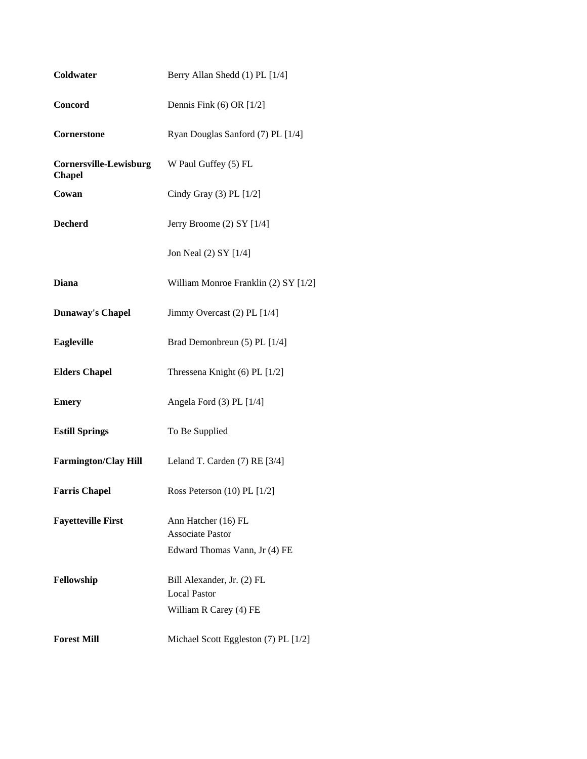| | |
|---|---|
| **Coldwater** | Berry Allan Shedd (1) PL [1/4] |
| **Concord** | Dennis Fink (6) OR [1/2] |
| **Cornerstone** | Ryan Douglas Sanford (7) PL [1/4] |
| **Cornersville-Lewisburg Chapel** | W Paul Guffey (5) FL |
| **Cowan** | Cindy Gray (3) PL [1/2] |
| **Decherd** | Jerry Broome (2) SY [1/4] |
| | Jon Neal (2) SY [1/4] |
| **Diana** | William Monroe Franklin (2) SY [1/2] |
| **Dunaway's Chapel** | Jimmy Overcast (2) PL [1/4] |
| **Eagleville** | Brad Demonbreun (5) PL [1/4] |
| **Elders Chapel** | Thressena Knight (6) PL [1/2] |
| **Emery** | Angela Ford (3) PL [1/4] |
| **Estill Springs** | To Be Supplied |
| **Farmington/Clay Hill** | Leland T. Carden (7) RE [3/4] |
| **Farris Chapel** | Ross Peterson (10) PL [1/2] |
| **Fayetteville First** | Ann Hatcher (16) FL<br>Associate Pastor<br>Edward Thomas Vann, Jr (4) FE |
| **Fellowship** | Bill Alexander, Jr. (2) FL<br>Local Pastor<br>William R Carey (4) FE |
| **Forest Mill** | Michael Scott Eggleston (7) PL [1/2] |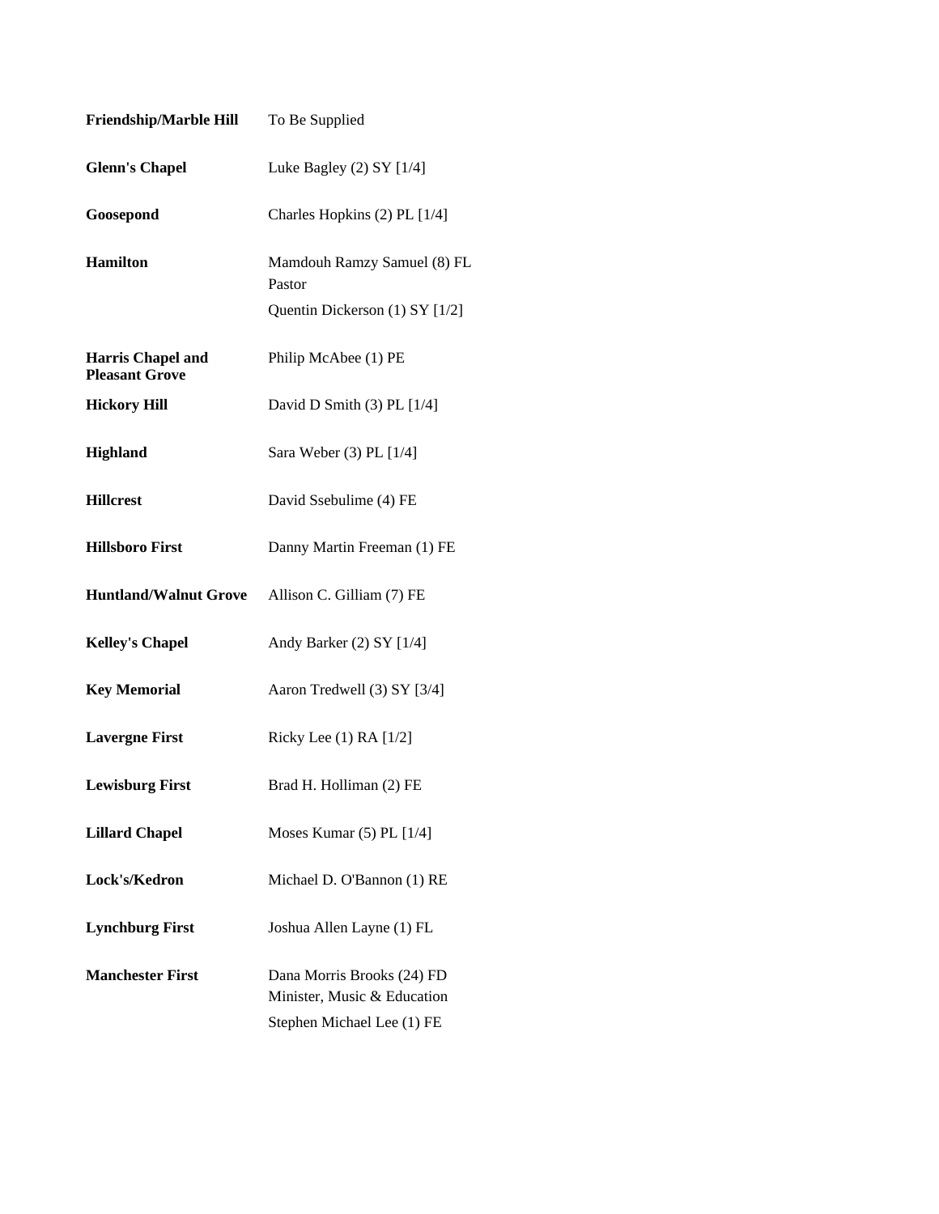| | |
|---|---|
| **Friendship/Marble Hill** | To Be Supplied |
| **Glenn's Chapel** | Luke Bagley (2) SY [1/4] |
| **Goosepond** | Charles Hopkins (2) PL [1/4] |
| **Hamilton** | Mamdouh Ramzy Samuel (8) FL<br>Pastor<br>Quentin Dickerson (1) SY [1/2] |
| **Harris Chapel and Pleasant Grove** | Philip McAbee (1) PE |
| **Hickory Hill** | David D Smith (3) PL [1/4] |
| **Highland** | Sara Weber (3) PL [1/4] |
| **Hillcrest** | David Ssebulime (4) FE |
| **Hillsboro First** | Danny Martin Freeman (1) FE |
| **Huntland/Walnut Grove** | Allison C. Gilliam (7) FE |
| **Kelley's Chapel** | Andy Barker (2) SY [1/4] |
| **Key Memorial** | Aaron Tredwell (3) SY [3/4] |
| **Lavergne First** | Ricky Lee (1) RA [1/2] |
| **Lewisburg First** | Brad H. Holliman (2) FE |
| **Lillard Chapel** | Moses Kumar (5) PL [1/4] |
| **Lock's/Kedron** | Michael D. O'Bannon (1) RE |
| **Lynchburg First** | Joshua Allen Layne (1) FL |
| **Manchester First** | Dana Morris Brooks (24) FD<br>Minister, Music & Education<br>Stephen Michael Lee (1) FE |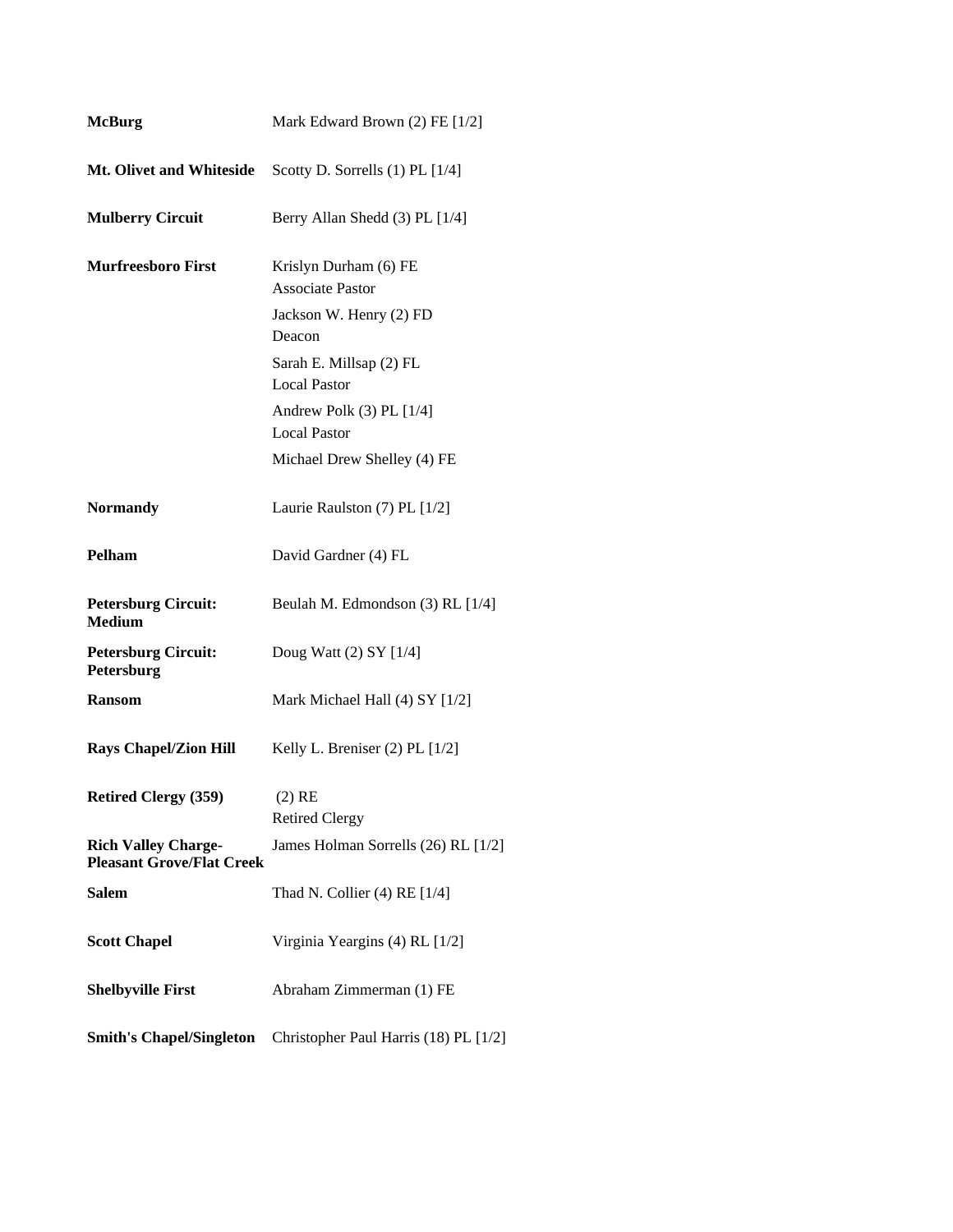| | |
|---|---|
| **McBurg** | Mark Edward Brown (2) FE [1/2] |
| **Mt. Olivet and Whiteside** | Scotty D. Sorrells (1) PL [1/4] |
| **Mulberry Circuit** | Berry Allan Shedd (3) PL [1/4] |
| **Murfreesboro First** | Krislyn Durham (6) FE<br>Associate Pastor<br>Jackson W. Henry (2) FD<br>Deacon<br>Sarah E. Millsap (2) FL<br>Local Pastor<br>Andrew Polk (3) PL [1/4]<br>Local Pastor<br>Michael Drew Shelley (4) FE |
| **Normandy** | Laurie Raulston (7) PL [1/2] |
| **Pelham** | David Gardner (4) FL |
| **Petersburg Circuit: Medium** | Beulah M. Edmondson (3) RL [1/4] |
| **Petersburg Circuit: Petersburg** | Doug Watt (2) SY [1/4] |
| **Ransom** | Mark Michael Hall (4) SY [1/2] |
| **Rays Chapel/Zion Hill** | Kelly L. Breniser (2) PL [1/2] |
| **Retired Clergy (359)** | (2) RE<br>Retired Clergy |
| **Rich Valley Charge-Pleasant Grove/Flat Creek** | James Holman Sorrells (26) RL [1/2] |
| **Salem** | Thad N. Collier (4) RE [1/4] |
| **Scott Chapel** | Virginia Yeargins (4) RL [1/2] |
| **Shelbyville First** | Abraham Zimmerman (1) FE |
| **Smith's Chapel/Singleton** | Christopher Paul Harris (18) PL [1/2] |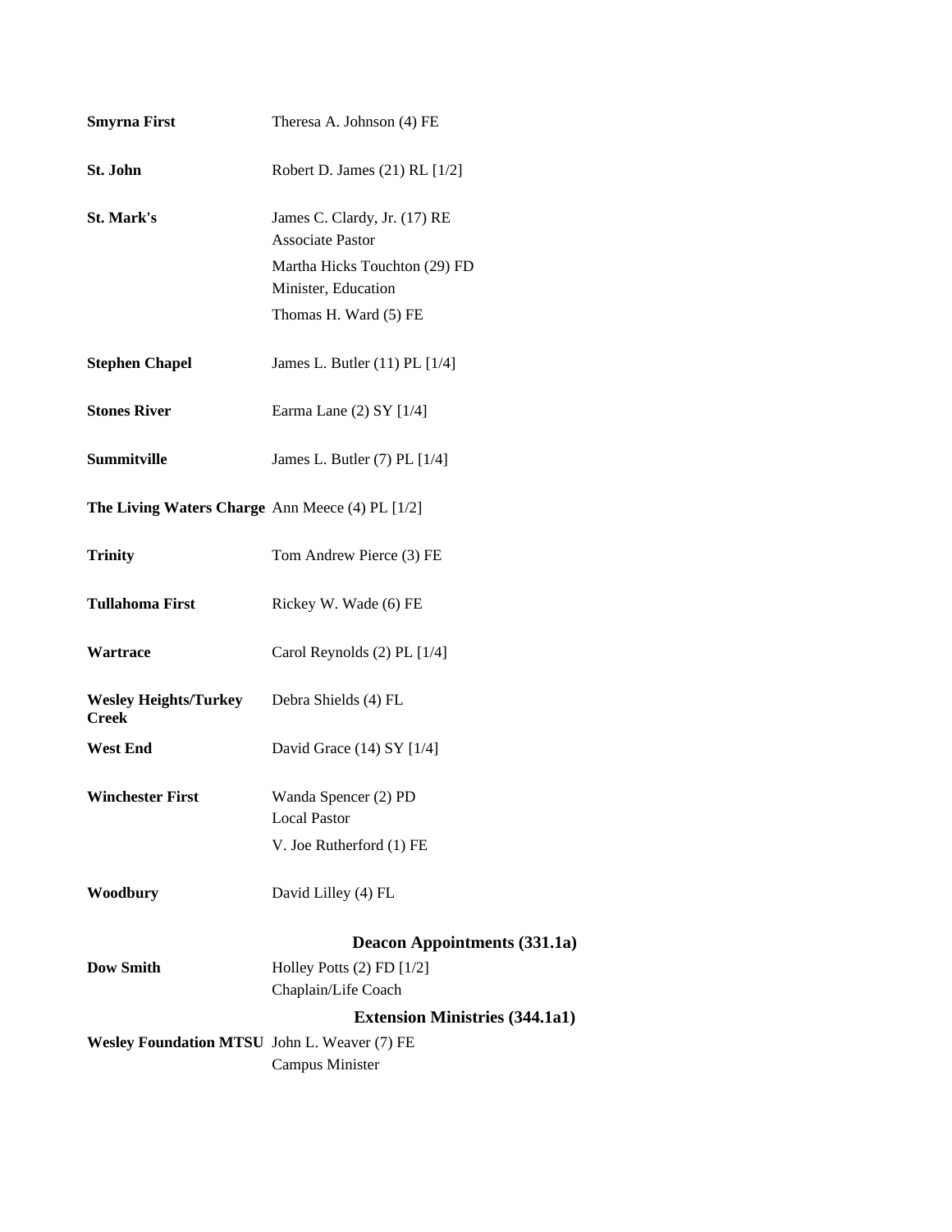| | |
|---|---|
| **Smyrna First** | Theresa A. Johnson (4) FE |
| **St. John** | Robert D. James (21) RL [1/2] |
| **St. Mark's** | James C. Clardy, Jr. (17) RE<br>Associate Pastor<br>Martha Hicks Touchton (29) FD<br>Minister, Education<br>Thomas H. Ward (5) FE |
| **Stephen Chapel** | James L. Butler (11) PL [1/4] |
| **Stones River** | Earma Lane (2) SY [1/4] |
| **Summitville** | James L. Butler (7) PL [1/4] |
| **The Living Waters Charge** | Ann Meece (4) PL [1/2] |
| **Trinity** | Tom Andrew Pierce (3) FE |
| **Tullahoma First** | Rickey W. Wade (6) FE |
| **Wartrace** | Carol Reynolds (2) PL [1/4] |
| **Wesley Heights/Turkey Creek** | Debra Shields (4) FL |
| **West End** | David Grace (14) SY [1/4] |
| **Winchester First** | Wanda Spencer (2) PD<br>Local Pastor<br>V. Joe Rutherford (1) FE |
| **Woodbury** | David Lilley (4) FL |

### Deacon Appointments (331.1a)

| | |
|---|---|
| **Dow Smith** | Holley Potts (2) FD [1/2]<br>Chaplain/Life Coach |

### Extension Ministries (344.1a1)

| | |
|---|---|
| **Wesley Foundation MTSU** | John L. Weaver (7) FE<br>Campus Minister |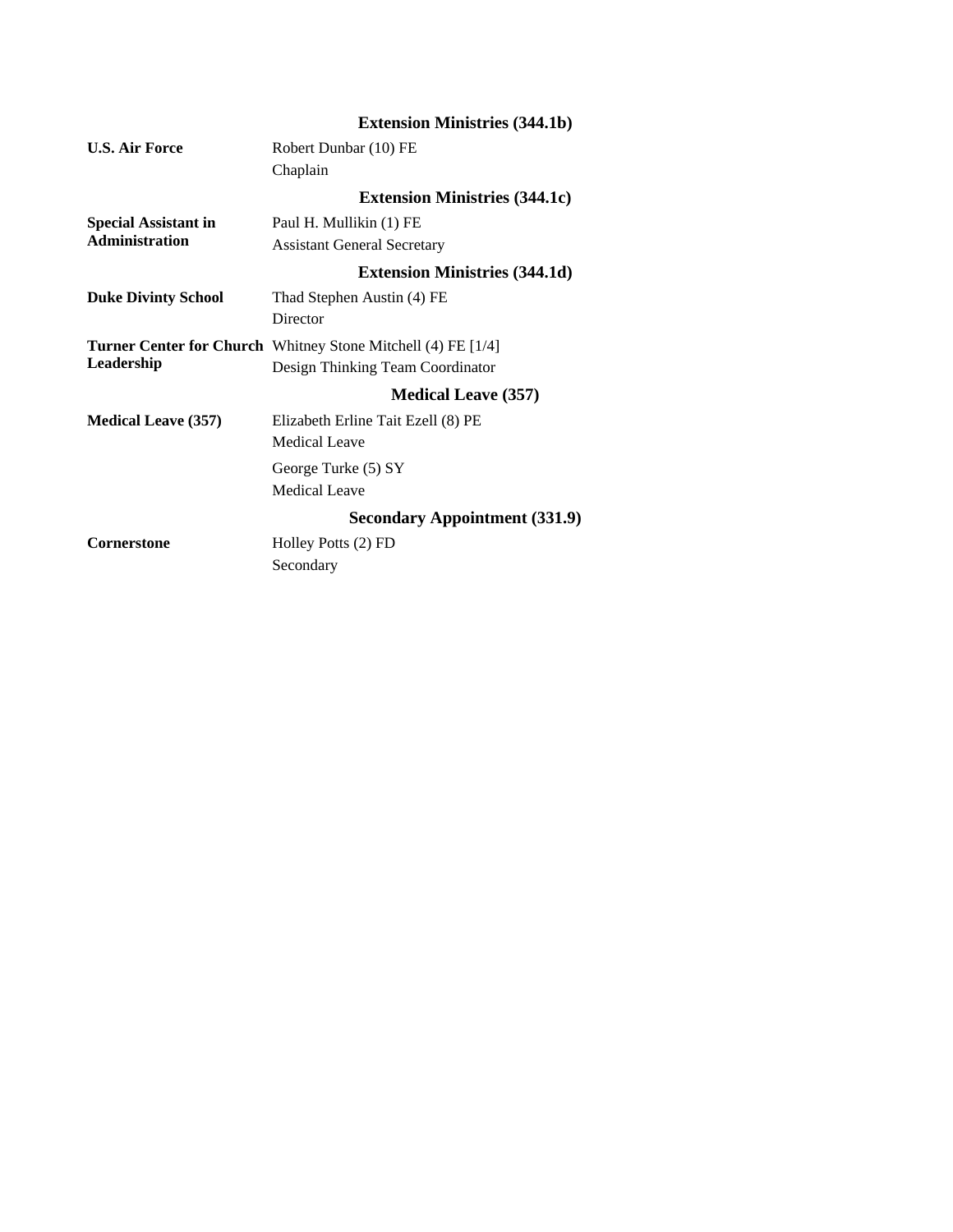## Extension Ministries (344.1b)

| | |
|---|---|
| **U.S. Air Force** | Robert Dunbar (10) FE<br>Chaplain |

## Extension Ministries (344.1c)

| | |
|---|---|
| **Special Assistant in Administration** | Paul H. Mullikin (1) FE<br>Assistant General Secretary |

## Extension Ministries (344.1d)

| | |
|---|---|
| **Duke Divinty School** | Thad Stephen Austin (4) FE<br>Director |
| **Turner Center for Church Leadership** | Whitney Stone Mitchell (4) FE [1/4]<br>Design Thinking Team Coordinator |

## Medical Leave (357)

| | |
|---|---|
| **Medical Leave (357)** | Elizabeth Erline Tait Ezell (8) PE<br>Medical Leave |
| | George Turke (5) SY<br>Medical Leave |

## Secondary Appointment (331.9)

| | |
|---|---|
| **Cornerstone** | Holley Potts (2) FD<br>Secondary |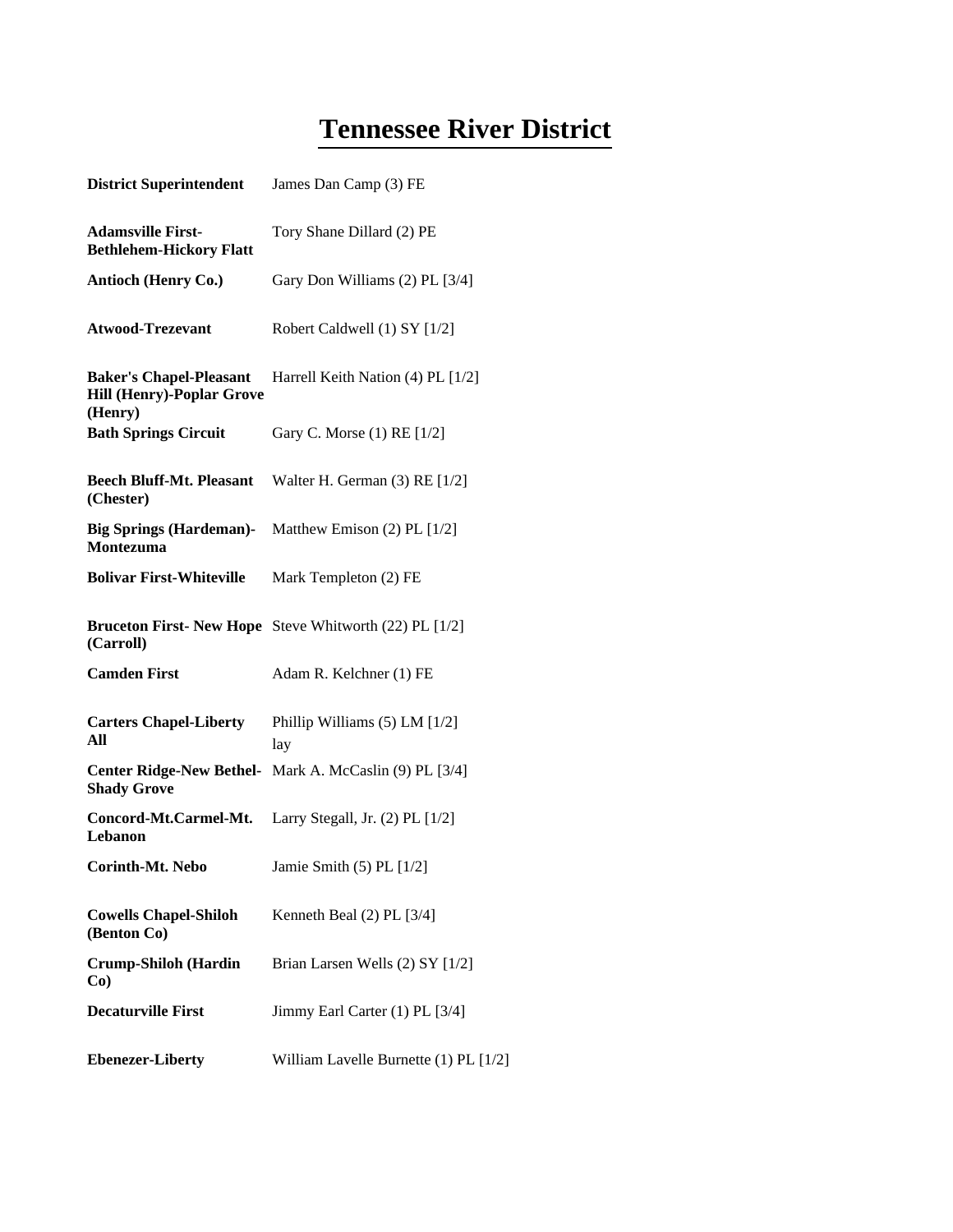# Tennessee River District

| | |
|---|---|
| **District Superintendent** | James Dan Camp (3) FE |
| **Adamsville First-Bethlehem-Hickory Flatt** | Tory Shane Dillard (2) PE |
| **Antioch (Henry Co.)** | Gary Don Williams (2) PL [3/4] |
| **Atwood-Trezevant** | Robert Caldwell (1) SY [1/2] |
| **Baker's Chapel-Pleasant Hill (Henry)-Poplar Grove (Henry)** | Harrell Keith Nation (4) PL [1/2] |
| **Bath Springs Circuit** | Gary C. Morse (1) RE [1/2] |
| **Beech Bluff-Mt. Pleasant (Chester)** | Walter H. German (3) RE [1/2] |
| **Big Springs (Hardeman)-Montezuma** | Matthew Emison (2) PL [1/2] |
| **Bolivar First-Whiteville** | Mark Templeton (2) FE |
| **Bruceton First- New Hope (Carroll)** | Steve Whitworth (22) PL [1/2] |
| **Camden First** | Adam R. Kelchner (1) FE |
| **Carters Chapel-Liberty All** | Phillip Williams (5) LM [1/2] lay |
| **Center Ridge-New Bethel-Shady Grove** | Mark A. McCaslin (9) PL [3/4] |
| **Concord-Mt.Carmel-Mt. Lebanon** | Larry Stegall, Jr. (2) PL [1/2] |
| **Corinth-Mt. Nebo** | Jamie Smith (5) PL [1/2] |
| **Cowells Chapel-Shiloh (Benton Co)** | Kenneth Beal (2) PL [3/4] |
| **Crump-Shiloh (Hardin Co)** | Brian Larsen Wells (2) SY [1/2] |
| **Decaturville First** | Jimmy Earl Carter (1) PL [3/4] |
| **Ebenezer-Liberty** | William Lavelle Burnette (1) PL [1/2] |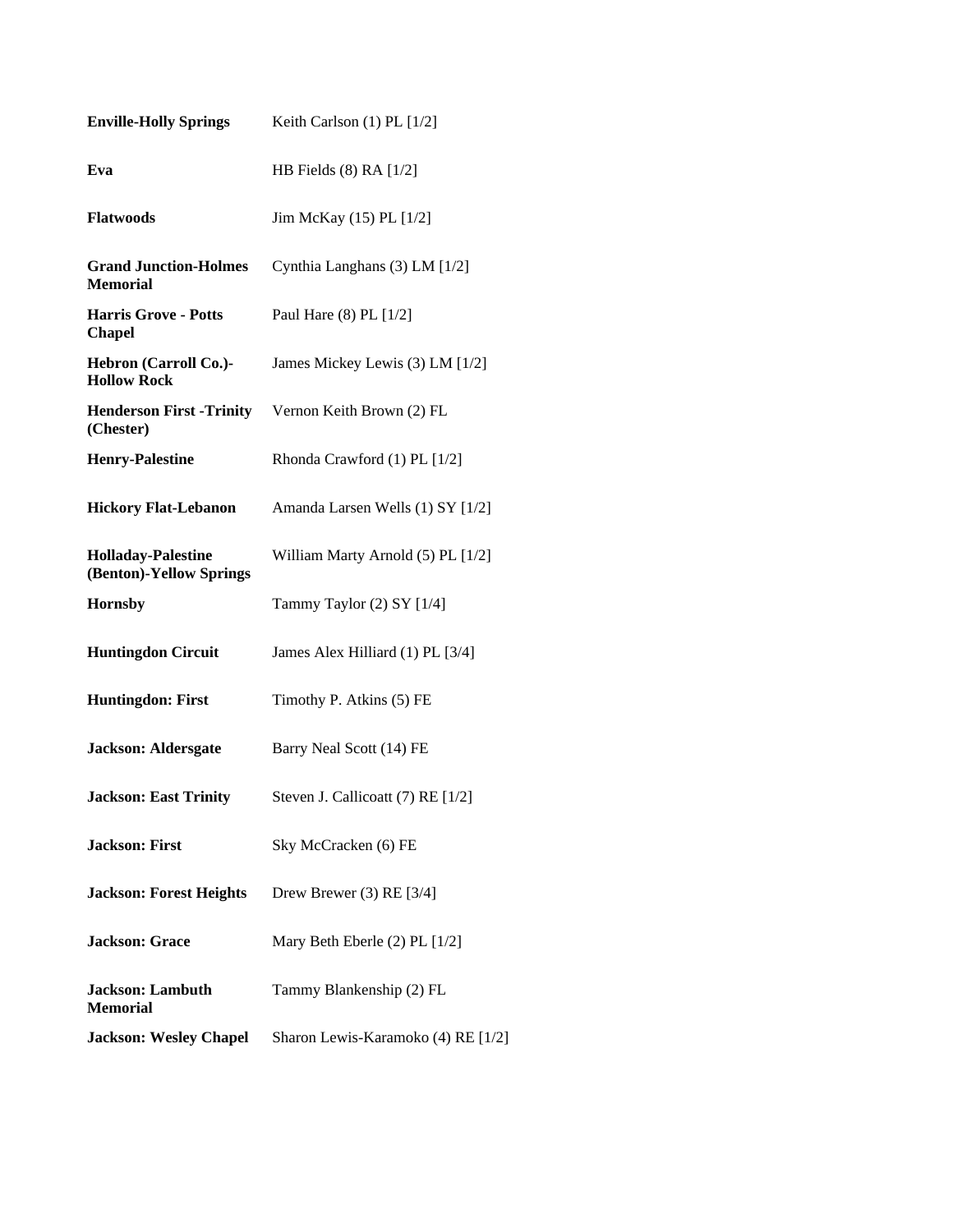| | |
|---|---|
| **Enville-Holly Springs** | Keith Carlson (1) PL [1/2] |
| **Eva** | HB Fields (8) RA [1/2] |
| **Flatwoods** | Jim McKay (15) PL [1/2] |
| **Grand Junction-Holmes Memorial** | Cynthia Langhans (3) LM [1/2] |
| **Harris Grove - Potts Chapel** | Paul Hare (8) PL [1/2] |
| **Hebron (Carroll Co.)-Hollow Rock** | James Mickey Lewis (3) LM [1/2] |
| **Henderson First -Trinity (Chester)** | Vernon Keith Brown (2) FL |
| **Henry-Palestine** | Rhonda Crawford (1) PL [1/2] |
| **Hickory Flat-Lebanon** | Amanda Larsen Wells (1) SY [1/2] |
| **Holladay-Palestine (Benton)-Yellow Springs** | William Marty Arnold (5) PL [1/2] |
| **Hornsby** | Tammy Taylor (2) SY [1/4] |
| **Huntingdon Circuit** | James Alex Hilliard (1) PL [3/4] |
| **Huntingdon: First** | Timothy P. Atkins (5) FE |
| **Jackson: Aldersgate** | Barry Neal Scott (14) FE |
| **Jackson: East Trinity** | Steven J. Callicoatt (7) RE [1/2] |
| **Jackson: First** | Sky McCracken (6) FE |
| **Jackson: Forest Heights** | Drew Brewer (3) RE [3/4] |
| **Jackson: Grace** | Mary Beth Eberle (2) PL [1/2] |
| **Jackson: Lambuth Memorial** | Tammy Blankenship (2) FL |
| **Jackson: Wesley Chapel** | Sharon Lewis-Karamoko (4) RE [1/2] |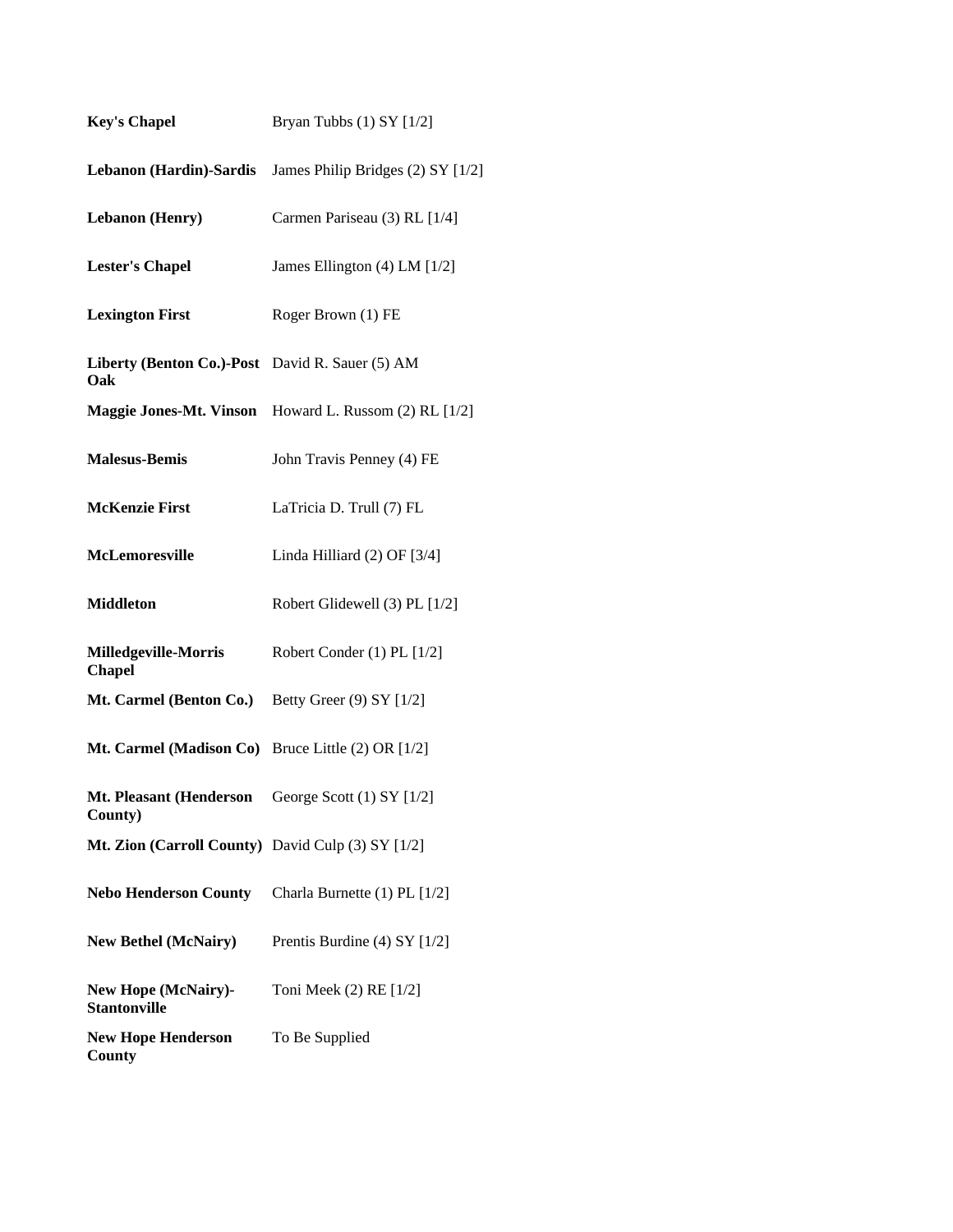| | |
|---|---|
| **Key's Chapel** | Bryan Tubbs (1) SY [1/2] |
| **Lebanon (Hardin)-Sardis** | James Philip Bridges (2) SY [1/2] |
| **Lebanon (Henry)** | Carmen Pariseau (3) RL [1/4] |
| **Lester's Chapel** | James Ellington (4) LM [1/2] |
| **Lexington First** | Roger Brown (1) FE |
| **Liberty (Benton Co.)-Post Oak** | David R. Sauer (5) AM |
| **Maggie Jones-Mt. Vinson** | Howard L. Russom (2) RL [1/2] |
| **Malesus-Bemis** | John Travis Penney (4) FE |
| **McKenzie First** | LaTricia D. Trull (7) FL |
| **McLemoresville** | Linda Hilliard (2) OF [3/4] |
| **Middleton** | Robert Glidewell (3) PL [1/2] |
| **Milledgeville-Morris Chapel** | Robert Conder (1) PL [1/2] |
| **Mt. Carmel (Benton Co.)** | Betty Greer (9) SY [1/2] |
| **Mt. Carmel (Madison Co)** | Bruce Little (2) OR [1/2] |
| **Mt. Pleasant (Henderson County)** | George Scott (1) SY [1/2] |
| **Mt. Zion (Carroll County)** | David Culp (3) SY [1/2] |
| **Nebo Henderson County** | Charla Burnette (1) PL [1/2] |
| **New Bethel (McNairy)** | Prentis Burdine (4) SY [1/2] |
| **New Hope (McNairy)-Stantonville** | Toni Meek (2) RE [1/2] |
| **New Hope Henderson County** | To Be Supplied |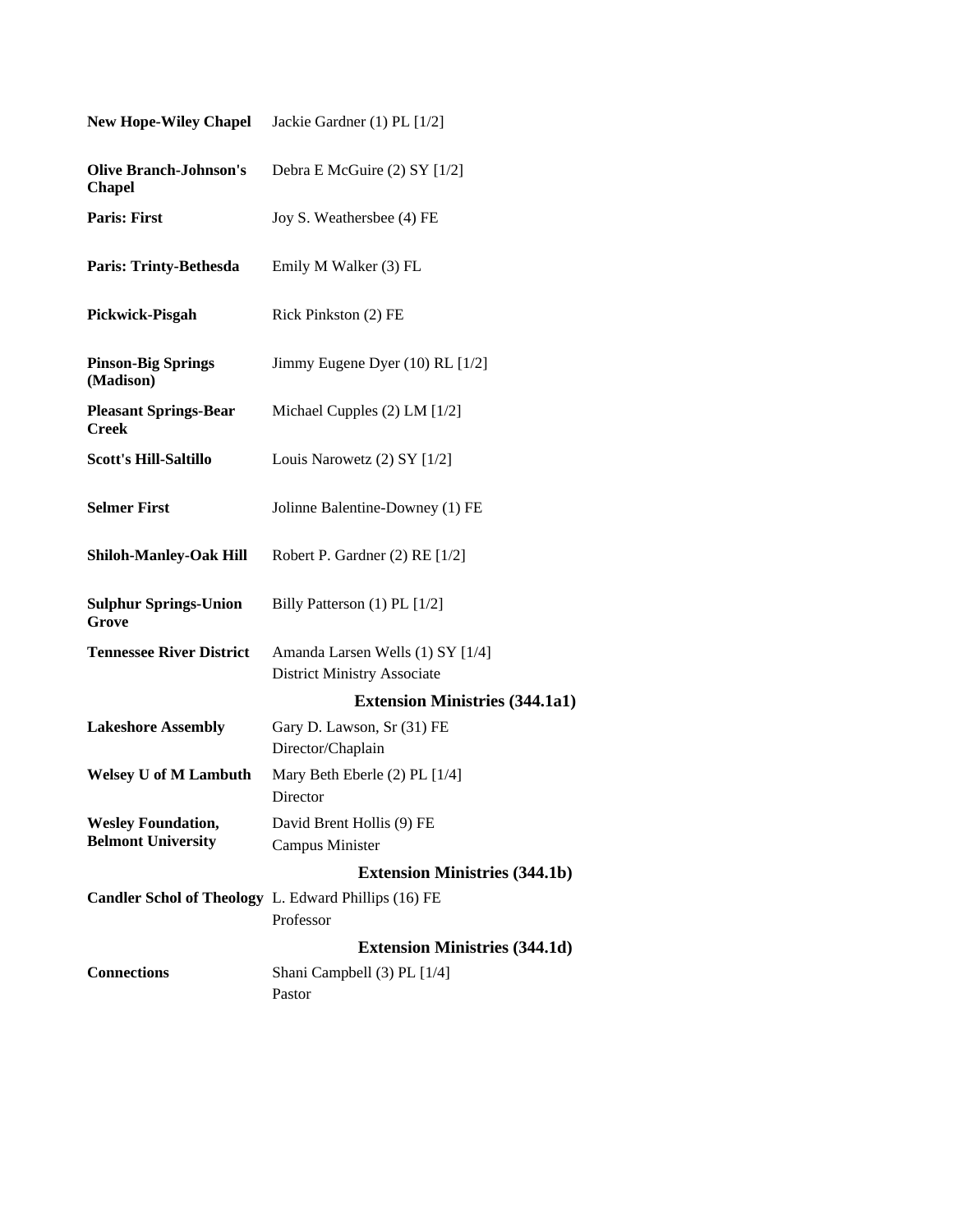| | |
|---|---|
| **New Hope-Wiley Chapel** | Jackie Gardner (1) PL [1/2] |
| **Olive Branch-Johnson's Chapel** | Debra E McGuire (2) SY [1/2] |
| **Paris: First** | Joy S. Weathersbee (4) FE |
| **Paris: Trinty-Bethesda** | Emily M Walker (3) FL |
| **Pickwick-Pisgah** | Rick Pinkston (2) FE |
| **Pinson-Big Springs (Madison)** | Jimmy Eugene Dyer (10) RL [1/2] |
| **Pleasant Springs-Bear Creek** | Michael Cupples (2) LM [1/2] |
| **Scott's Hill-Saltillo** | Louis Narowetz (2) SY [1/2] |
| **Selmer First** | Jolinne Balentine-Downey (1) FE |
| **Shiloh-Manley-Oak Hill** | Robert P. Gardner (2) RE [1/2] |
| **Sulphur Springs-Union Grove** | Billy Patterson (1) PL [1/2] |
| **Tennessee River District** | Amanda Larsen Wells (1) SY [1/4]<br>District Ministry Associate |

**Extension Ministries (344.1a1)**

| | |
|---|---|
| **Lakeshore Assembly** | Gary D. Lawson, Sr (31) FE<br>Director/Chaplain |
| **Welsey U of M Lambuth** | Mary Beth Eberle (2) PL [1/4]<br>Director |
| **Wesley Foundation, Belmont University** | David Brent Hollis (9) FE<br>Campus Minister |

**Extension Ministries (344.1b)**

| | |
|---|---|
| **Candler Schol of Theology** | L. Edward Phillips (16) FE<br>Professor |

**Extension Ministries (344.1d)**

| | |
|---|---|
| **Connections** | Shani Campbell (3) PL [1/4]<br>Pastor |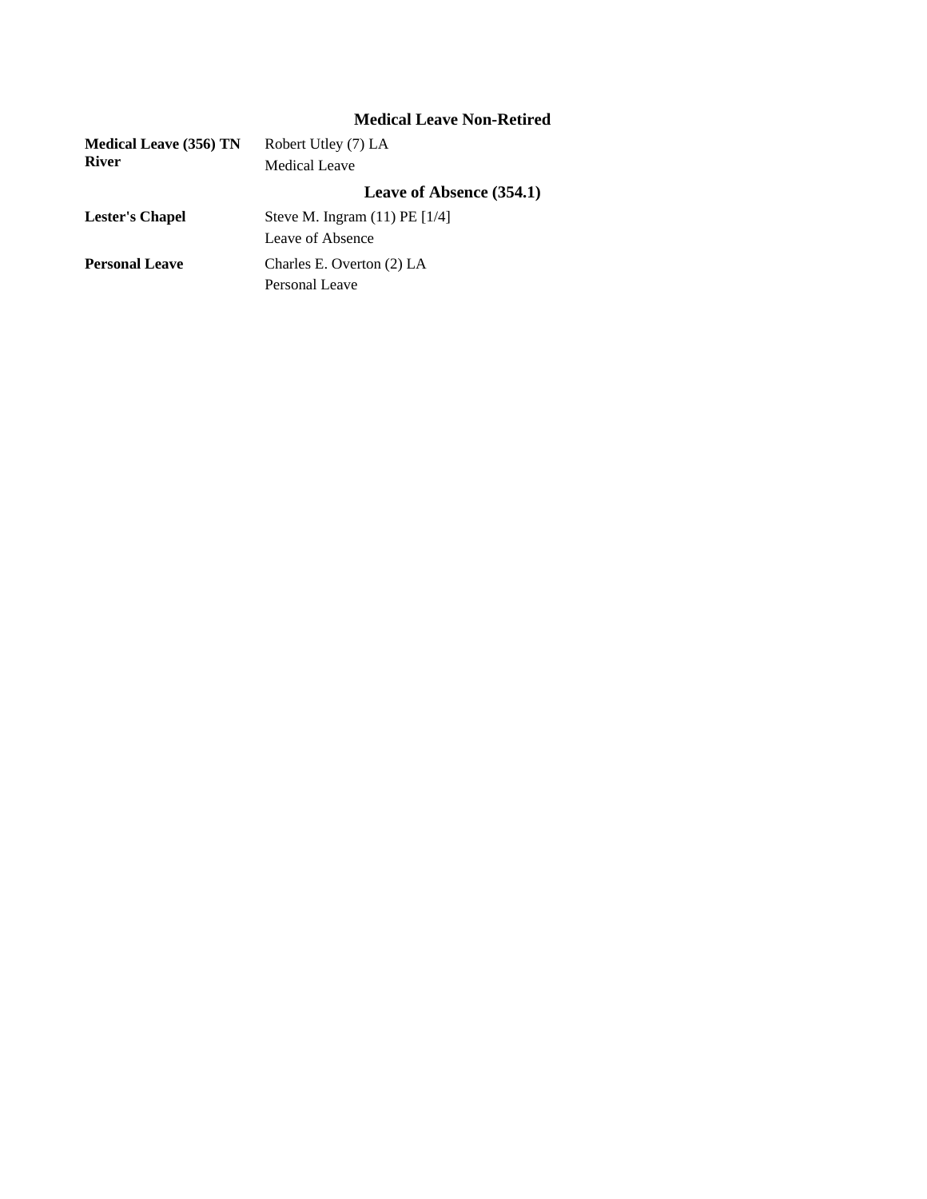## Medical Leave Non-Retired

| | |
|---|---|
| **Medical Leave (356) TN River** | Robert Utley (7) LA<br>Medical Leave |

## Leave of Absence (354.1)

| | |
|---|---|
| **Lester's Chapel** | Steve M. Ingram (11) PE [1/4]<br>Leave of Absence |
| **Personal Leave** | Charles E. Overton (2) LA<br>Personal Leave |